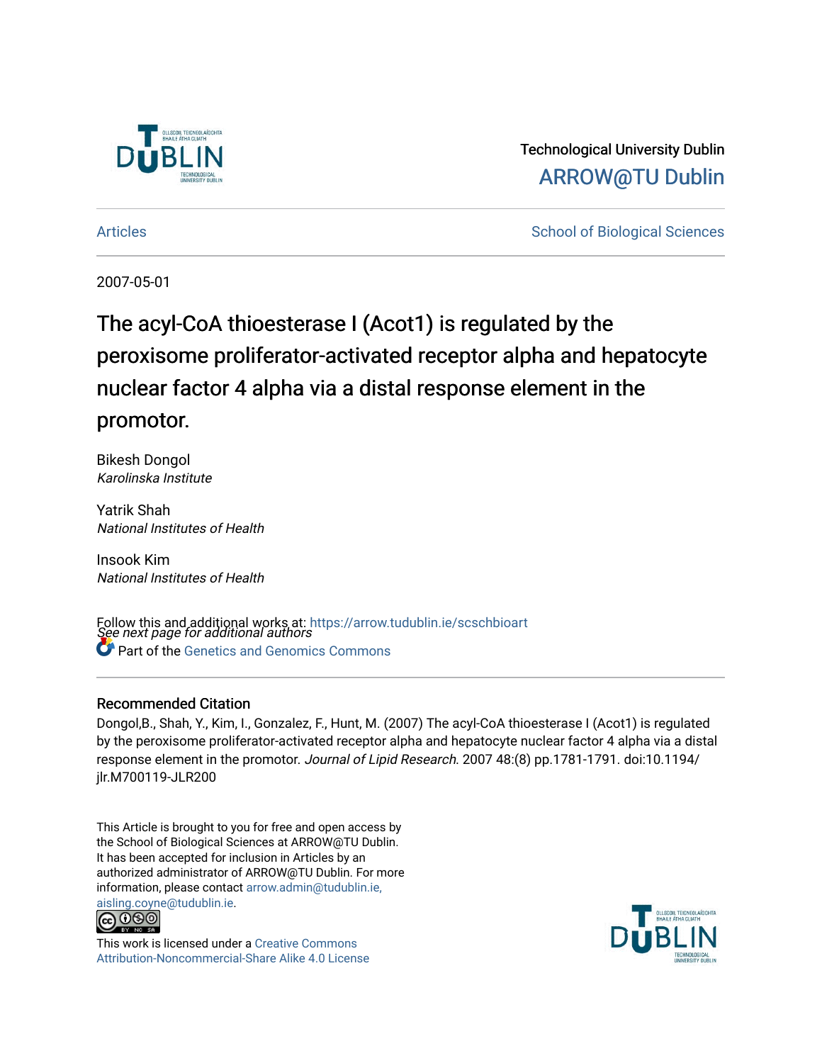Technological University Dublin

ARROW@TU Dublin

Articles | School of Biological Sciences

2007-05-01

# The acyl-CoA thioesterase I (Acot1) is regulated by the peroxisome proliferator-activated receptor alpha and hepatocyte nuclear factor 4 alpha via a distal response element in the promotor.

Bikesh Dongol
*Karolinska Institute*

Yatrik Shah
*National Institutes of Health*

Insook Kim
*National Institutes of Health*

*See next page for additional authors*

Follow this and additional works at: https://arrow.tudublin.ie/scschbioart

Part of the Genetics and Genomics Commons

## Recommended Citation

Dongol,B., Shah, Y., Kim, I., Gonzalez, F., Hunt, M. (2007) The acyl-CoA thioesterase I (Acot1) is regulated by the peroxisome proliferator-activated receptor alpha and hepatocyte nuclear factor 4 alpha via a distal response element in the promotor. *Journal of Lipid Research.* 2007 48:(8) pp.1781-1791. doi:10.1194/jlr.M700119-JLR200

This Article is brought to you for free and open access by the School of Biological Sciences at ARROW@TU Dublin. It has been accepted for inclusion in Articles by an authorized administrator of ARROW@TU Dublin. For more information, please contact arrow.admin@tudublin.ie, aisling.coyne@tudublin.ie.

This work is licensed under a Creative Commons Attribution-Noncommercial-Share Alike 4.0 License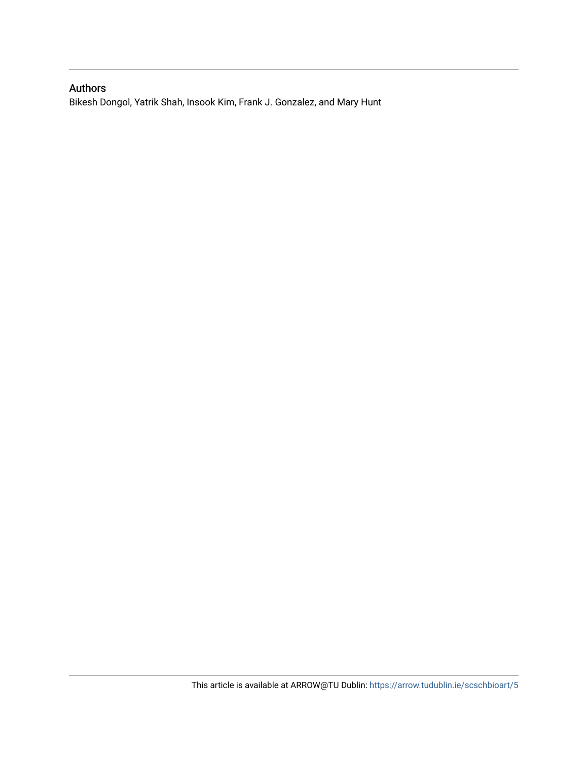## Authors

Bikesh Dongol, Yatrik Shah, Insook Kim, Frank J. Gonzalez, and Mary Hunt

This article is available at ARROW@TU Dublin: https://arrow.tudublin.ie/scschbioart/5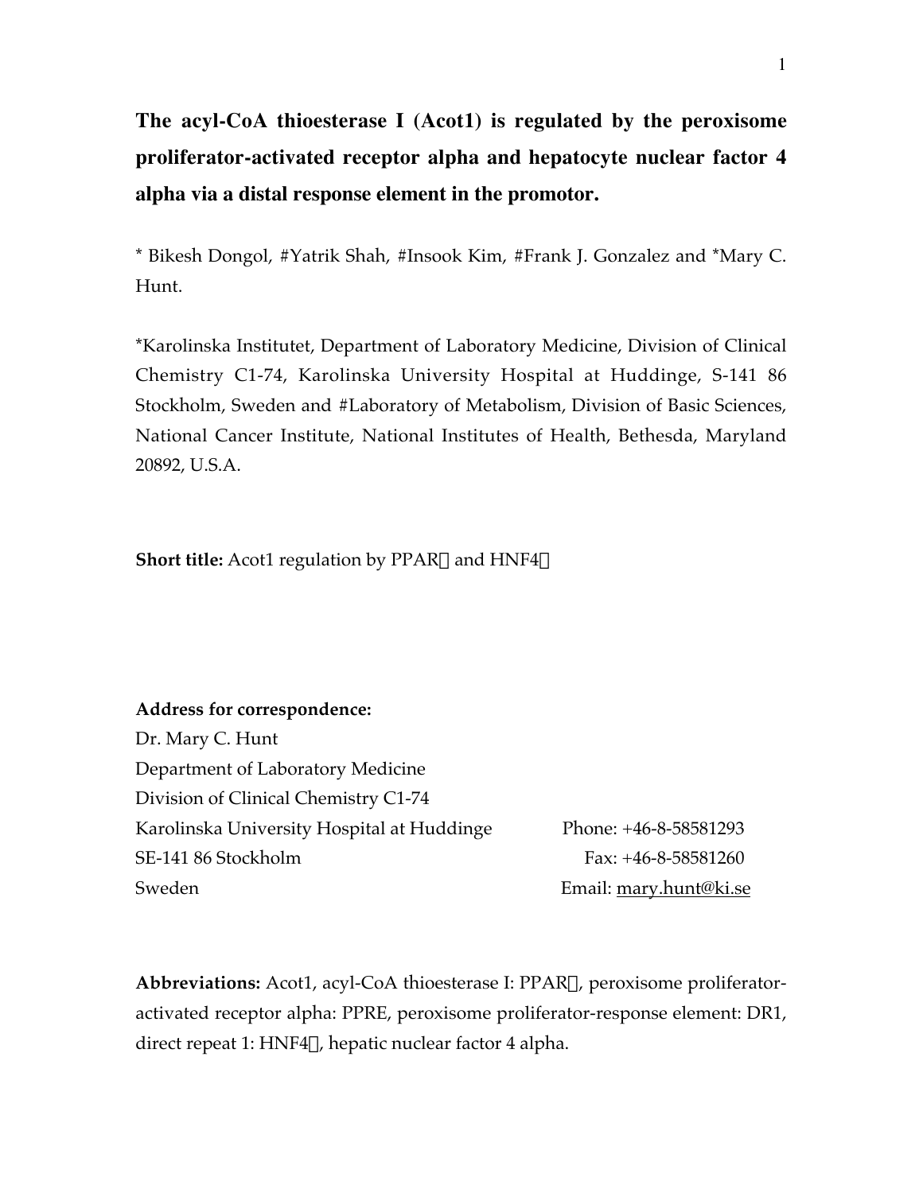# The acyl-CoA thioesterase I (Acot1) is regulated by the peroxisome proliferator-activated receptor alpha and hepatocyte nuclear factor 4 alpha via a distal response element in the promotor.

\* Bikesh Dongol, #Yatrik Shah, #Insook Kim, #Frank J. Gonzalez and \*Mary C. Hunt.

\*Karolinska Institutet, Department of Laboratory Medicine, Division of Clinical Chemistry C1-74, Karolinska University Hospital at Huddinge, S-141 86 Stockholm, Sweden and #Laboratory of Metabolism, Division of Basic Sciences, National Cancer Institute, National Institutes of Health, Bethesda, Maryland 20892, U.S.A.

**Short title:** Acot1 regulation by PPAR and HNF4

**Address for correspondence:**
Dr. Mary C. Hunt
Department of Laboratory Medicine
Division of Clinical Chemistry C1-74
Karolinska University Hospital at Huddinge
SE-141 86 Stockholm
Sweden

Phone: +46-8-58581293
Fax: +46-8-58581260
Email: mary.hunt@ki.se

**Abbreviations:** Acot1, acyl-CoA thioesterase I: PPAR, peroxisome proliferator-activated receptor alpha: PPRE, peroxisome proliferator-response element: DR1, direct repeat 1: HNF4, hepatic nuclear factor 4 alpha.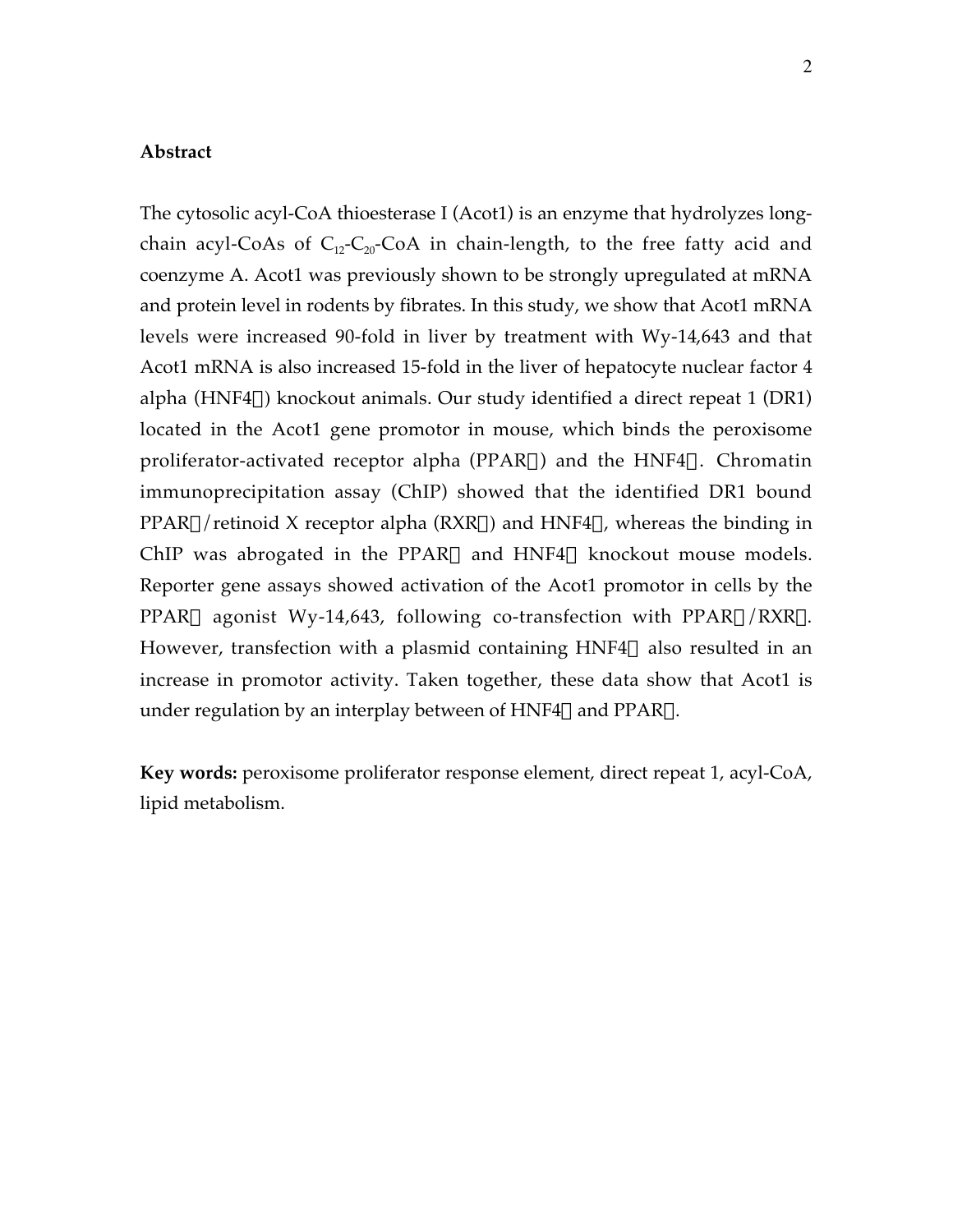**Abstract**

The cytosolic acyl-CoA thioesterase I (Acot1) is an enzyme that hydrolyzes long-chain acyl-CoAs of $C_{12}$-$C_{20}$-CoA in chain-length, to the free fatty acid and coenzyme A. Acot1 was previously shown to be strongly upregulated at mRNA and protein level in rodents by fibrates. In this study, we show that Acot1 mRNA levels were increased 90-fold in liver by treatment with Wy-14,643 and that Acot1 mRNA is also increased 15-fold in the liver of hepatocyte nuclear factor 4 alpha (HNF4α) knockout animals. Our study identified a direct repeat 1 (DR1) located in the Acot1 gene promotor in mouse, which binds the peroxisome proliferator-activated receptor alpha (PPARα) and the HNF4α. Chromatin immunoprecipitation assay (ChIP) showed that the identified DR1 bound PPARα/retinoid X receptor alpha (RXRα) and HNF4α, whereas the binding in ChIP was abrogated in the PPARα and HNF4α knockout mouse models. Reporter gene assays showed activation of the Acot1 promotor in cells by the PPARα agonist Wy-14,643, following co-transfection with PPARα/RXRα. However, transfection with a plasmid containing HNF4α also resulted in an increase in promotor activity. Taken together, these data show that Acot1 is under regulation by an interplay between of HNF4α and PPARα.

**Key words:** peroxisome proliferator response element, direct repeat 1, acyl-CoA, lipid metabolism.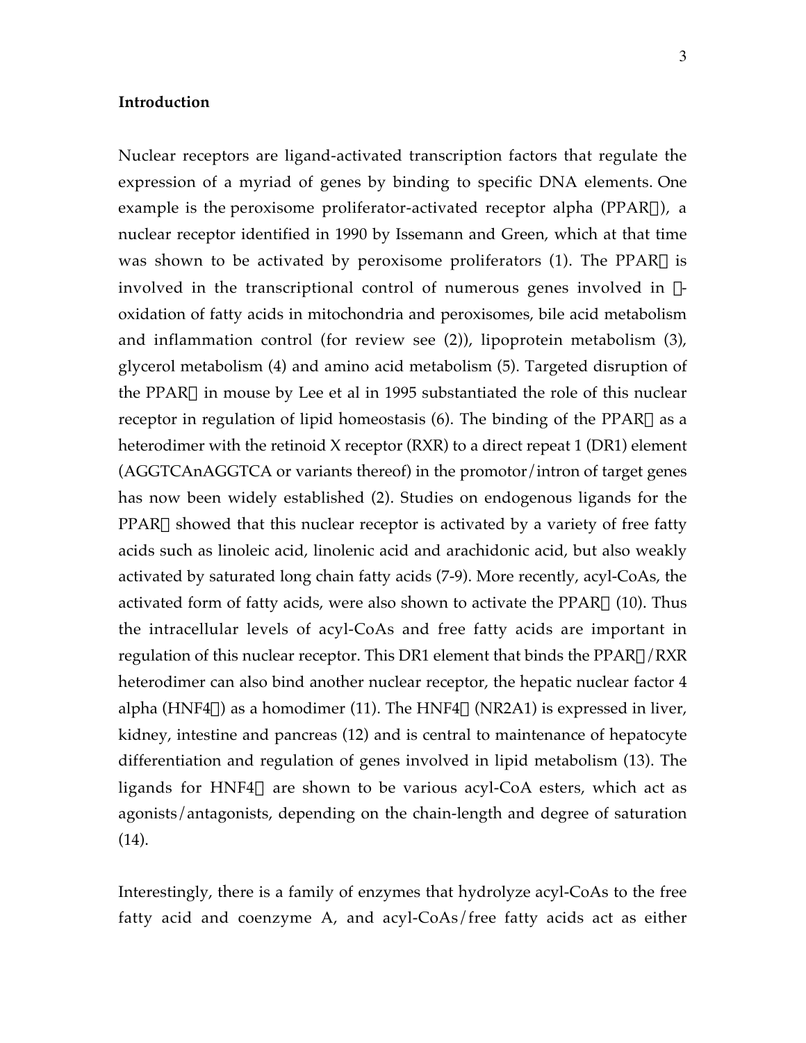**Introduction**

Nuclear receptors are ligand-activated transcription factors that regulate the expression of a myriad of genes by binding to specific DNA elements. One example is the peroxisome proliferator-activated receptor alpha (PPAR$\alpha$), a nuclear receptor identified in 1990 by Issemann and Green, which at that time was shown to be activated by peroxisome proliferators (1). The PPAR$\alpha$ is involved in the transcriptional control of numerous genes involved in $\beta$-oxidation of fatty acids in mitochondria and peroxisomes, bile acid metabolism and inflammation control (for review see (2)), lipoprotein metabolism (3), glycerol metabolism (4) and amino acid metabolism (5). Targeted disruption of the PPAR$\alpha$ in mouse by Lee et al in 1995 substantiated the role of this nuclear receptor in regulation of lipid homeostasis (6). The binding of the PPAR$\alpha$ as a heterodimer with the retinoid X receptor (RXR) to a direct repeat 1 (DR1) element (AGGTCAnAGGTCA or variants thereof) in the promotor/intron of target genes has now been widely established (2). Studies on endogenous ligands for the PPAR$\alpha$ showed that this nuclear receptor is activated by a variety of free fatty acids such as linoleic acid, linolenic acid and arachidonic acid, but also weakly activated by saturated long chain fatty acids (7-9). More recently, acyl-CoAs, the activated form of fatty acids, were also shown to activate the PPAR$\alpha$ (10). Thus the intracellular levels of acyl-CoAs and free fatty acids are important in regulation of this nuclear receptor. This DR1 element that binds the PPAR$\alpha$/RXR heterodimer can also bind another nuclear receptor, the hepatic nuclear factor 4 alpha (HNF4$\alpha$) as a homodimer (11). The HNF4$\alpha$ (NR2A1) is expressed in liver, kidney, intestine and pancreas (12) and is central to maintenance of hepatocyte differentiation and regulation of genes involved in lipid metabolism (13). The ligands for HNF4$\alpha$ are shown to be various acyl-CoA esters, which act as agonists/antagonists, depending on the chain-length and degree of saturation (14).

Interestingly, there is a family of enzymes that hydrolyze acyl-CoAs to the free fatty acid and coenzyme A, and acyl-CoAs/free fatty acids act as either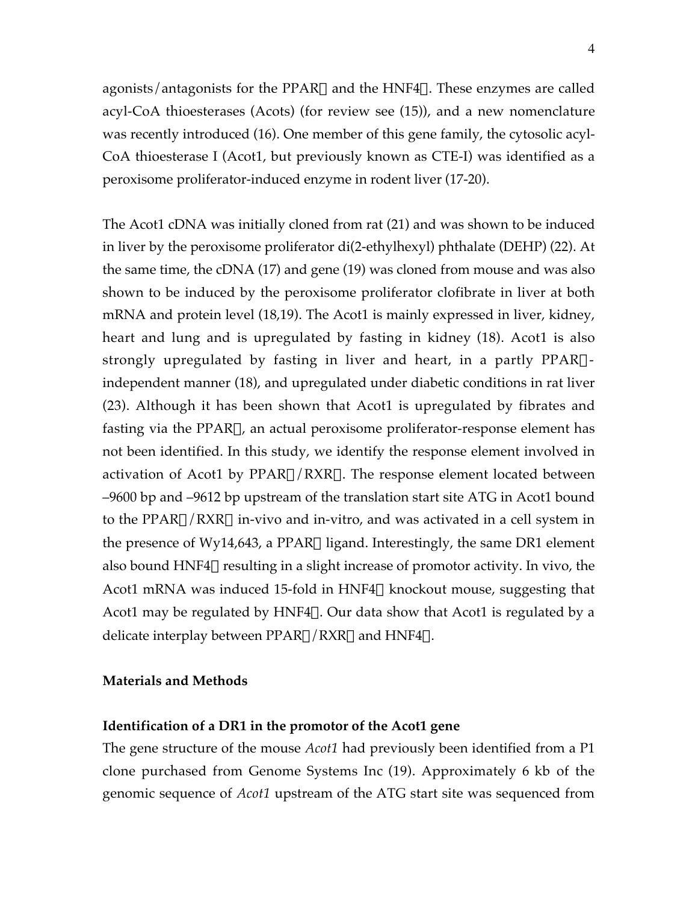agonists/antagonists for the PPARα and the HNF4α. These enzymes are called acyl-CoA thioesterases (Acots) (for review see (15)), and a new nomenclature was recently introduced (16). One member of this gene family, the cytosolic acyl-CoA thioesterase I (Acot1, but previously known as CTE-I) was identified as a peroxisome proliferator-induced enzyme in rodent liver (17-20).

The Acot1 cDNA was initially cloned from rat (21) and was shown to be induced in liver by the peroxisome proliferator di(2-ethylhexyl) phthalate (DEHP) (22). At the same time, the cDNA (17) and gene (19) was cloned from mouse and was also shown to be induced by the peroxisome proliferator clofibrate in liver at both mRNA and protein level (18,19). The Acot1 is mainly expressed in liver, kidney, heart and lung and is upregulated by fasting in kidney (18). Acot1 is also strongly upregulated by fasting in liver and heart, in a partly PPARα-independent manner (18), and upregulated under diabetic conditions in rat liver (23). Although it has been shown that Acot1 is upregulated by fibrates and fasting via the PPARα, an actual peroxisome proliferator-response element has not been identified. In this study, we identify the response element involved in activation of Acot1 by PPARα/RXRα. The response element located between –9600 bp and –9612 bp upstream of the translation start site ATG in Acot1 bound to the PPARα/RXRα in-vivo and in-vitro, and was activated in a cell system in the presence of Wy14,643, a PPARα ligand. Interestingly, the same DR1 element also bound HNF4α resulting in a slight increase of promotor activity. In vivo, the Acot1 mRNA was induced 15-fold in HNF4α knockout mouse, suggesting that Acot1 may be regulated by HNF4α. Our data show that Acot1 is regulated by a delicate interplay between PPARα/RXRα and HNF4α.

## Materials and Methods

### Identification of a DR1 in the promotor of the Acot1 gene

The gene structure of the mouse *Acot1* had previously been identified from a P1 clone purchased from Genome Systems Inc (19). Approximately 6 kb of the genomic sequence of *Acot1* upstream of the ATG start site was sequenced from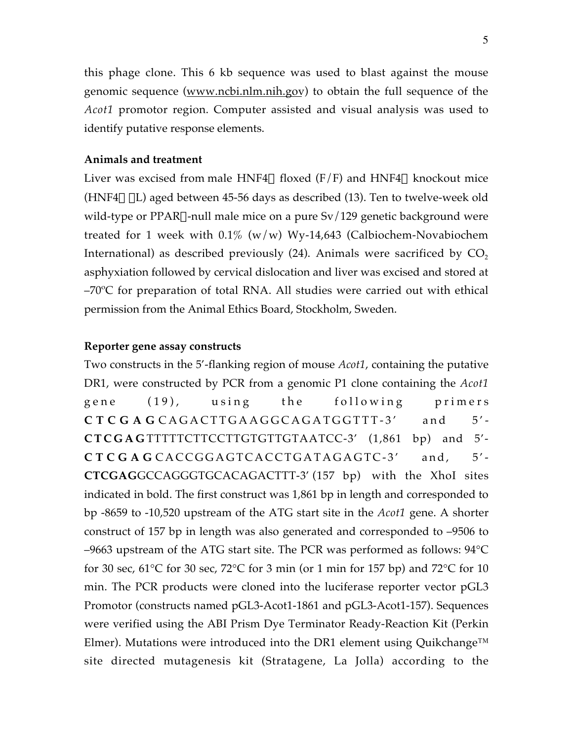this phage clone. This 6 kb sequence was used to blast against the mouse genomic sequence (www.ncbi.nlm.nih.gov) to obtain the full sequence of the *Acot1* promotor region. Computer assisted and visual analysis was used to identify putative response elements.

**Animals and treatment**

Liver was excised from male HNF4 floxed (F/F) and HNF4 knockout mice (HNF4 L) aged between 45-56 days as described (13). Ten to twelve-week old wild-type or PPAR-null male mice on a pure Sv/129 genetic background were treated for 1 week with 0.1% (w/w) Wy-14,643 (Calbiochem-Novabiochem International) as described previously (24). Animals were sacrificed by $CO_2$ asphyxiation followed by cervical dislocation and liver was excised and stored at –70ºC for preparation of total RNA. All studies were carried out with ethical permission from the Animal Ethics Board, Stockholm, Sweden.

**Reporter gene assay constructs**

Two constructs in the 5'-flanking region of mouse *Acot1*, containing the putative DR1, were constructed by PCR from a genomic P1 clone containing the *Acot1* gene (19), using the following primers **CTCGAG**CAGACTTGAAGGCAGATGGTTT-3' and 5'-**CTCGAG**TTTTTCTTCCTTGTGTTGTAATCC-3' (1,861 bp) and 5'-**CTCGAG**CACCGGAGTCACCTGATAGAGTC-3' and, 5'-**CTCGAG**GCCAGGGTGCACAGACTTT-3' (157 bp) with the XhoI sites indicated in bold. The first construct was 1,861 bp in length and corresponded to bp -8659 to -10,520 upstream of the ATG start site in the *Acot1* gene. A shorter construct of 157 bp in length was also generated and corresponded to –9506 to –9663 upstream of the ATG start site. The PCR was performed as follows: 94°C for 30 sec, 61°C for 30 sec, 72°C for 3 min (or 1 min for 157 bp) and 72°C for 10 min. The PCR products were cloned into the luciferase reporter vector pGL3 Promotor (constructs named pGL3-Acot1-1861 and pGL3-Acot1-157). Sequences were verified using the ABI Prism Dye Terminator Ready-Reaction Kit (Perkin Elmer). Mutations were introduced into the DR1 element using Quikchange™ site directed mutagenesis kit (Stratagene, La Jolla) according to the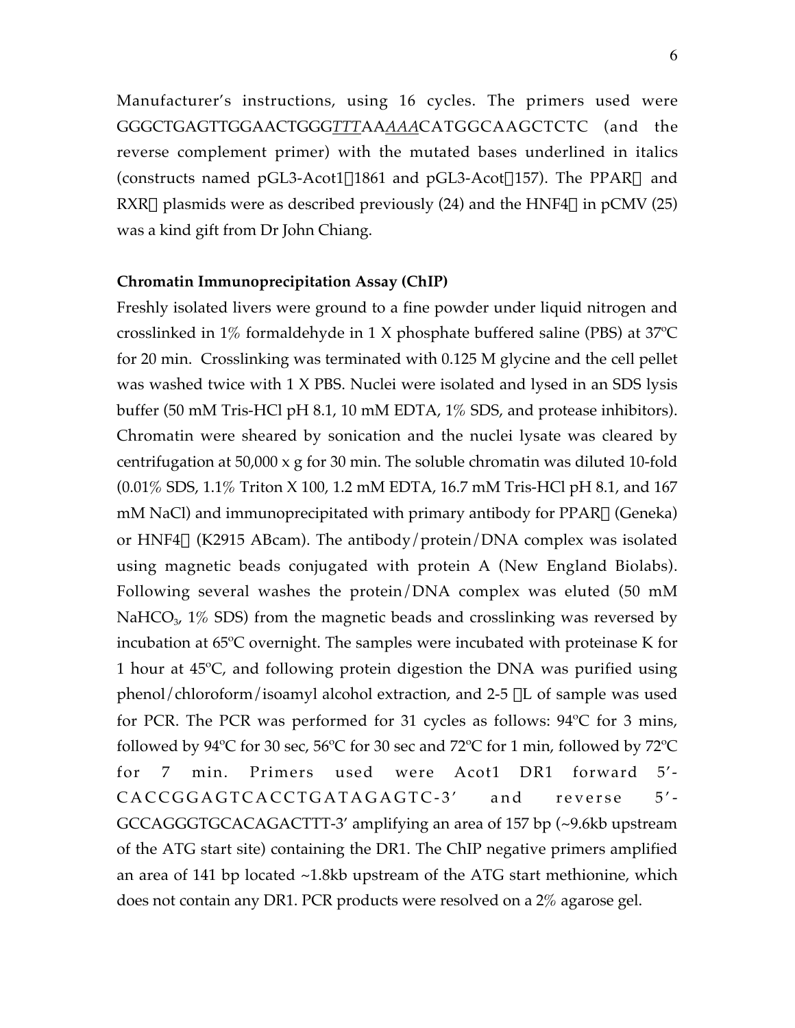Manufacturer's instructions, using 16 cycles. The primers used were GGGCTGAGTTGGAACTGGG*TTT*AA*AAA*CATGGCAAGCTCTC (and the reverse complement primer) with the mutated bases underlined in italics (constructs named pGL3-Acot1Δ1861 and pGL3-AcotΔ157). The PPARα and RXRα plasmids were as described previously (24) and the HNF4α in pCMV (25) was a kind gift from Dr John Chiang.

**Chromatin Immunoprecipitation Assay (ChIP)**

Freshly isolated livers were ground to a fine powder under liquid nitrogen and crosslinked in 1% formaldehyde in 1 X phosphate buffered saline (PBS) at 37ºC for 20 min. Crosslinking was terminated with 0.125 M glycine and the cell pellet was washed twice with 1 X PBS. Nuclei were isolated and lysed in an SDS lysis buffer (50 mM Tris-HCl pH 8.1, 10 mM EDTA, 1% SDS, and protease inhibitors). Chromatin were sheared by sonication and the nuclei lysate was cleared by centrifugation at 50,000 x g for 30 min. The soluble chromatin was diluted 10-fold (0.01% SDS, 1.1% Triton X 100, 1.2 mM EDTA, 16.7 mM Tris-HCl pH 8.1, and 167 mM NaCl) and immunoprecipitated with primary antibody for PPARα (Geneka) or HNF4α (K2915 ABcam). The antibody/protein/DNA complex was isolated using magnetic beads conjugated with protein A (New England Biolabs). Following several washes the protein/DNA complex was eluted (50 mM $NaHCO_3$, 1% SDS) from the magnetic beads and crosslinking was reversed by incubation at 65ºC overnight. The samples were incubated with proteinase K for 1 hour at 45ºC, and following protein digestion the DNA was purified using phenol/chloroform/isoamyl alcohol extraction, and 2-5 μL of sample was used for PCR. The PCR was performed for 31 cycles as follows: 94ºC for 3 mins, followed by 94ºC for 30 sec, 56ºC for 30 sec and 72ºC for 1 min, followed by 72ºC for 7 min. Primers used were Acot1 DR1 forward 5'-CACCGGAGTCACCTGATAGAGTC-3' and reverse 5'-GCCAGGGTGCACAGACTTT-3' amplifying an area of 157 bp (~9.6kb upstream of the ATG start site) containing the DR1. The ChIP negative primers amplified an area of 141 bp located ~1.8kb upstream of the ATG start methionine, which does not contain any DR1. PCR products were resolved on a 2% agarose gel.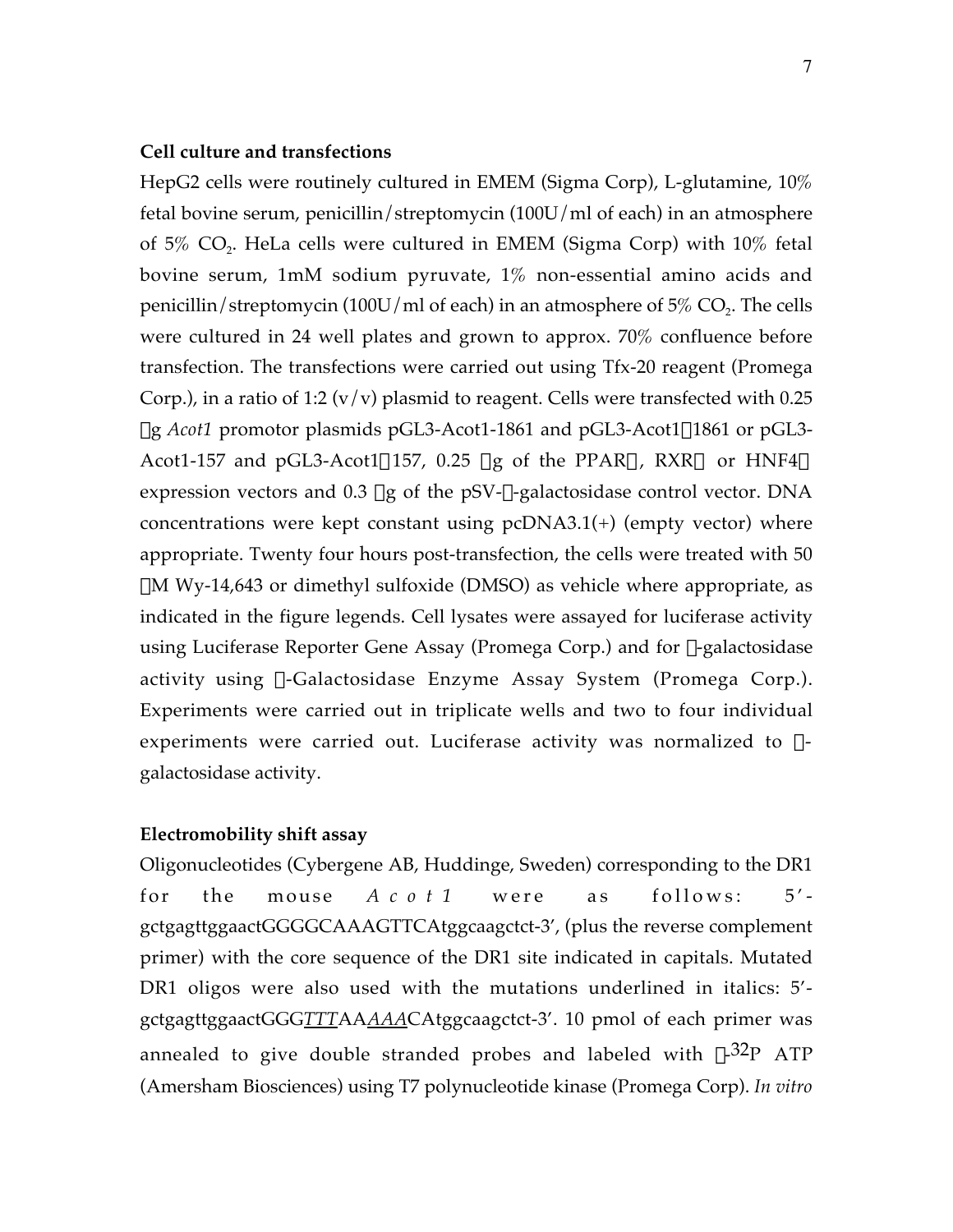**Cell culture and transfections**

HepG2 cells were routinely cultured in EMEM (Sigma Corp), L-glutamine, 10% fetal bovine serum, penicillin/streptomycin (100U/ml of each) in an atmosphere of 5% $CO_2$. HeLa cells were cultured in EMEM (Sigma Corp) with 10% fetal bovine serum, 1mM sodium pyruvate, 1% non-essential amino acids and penicillin/streptomycin (100U/ml of each) in an atmosphere of 5% $CO_2$. The cells were cultured in 24 well plates and grown to approx. 70% confluence before transfection. The transfections were carried out using Tfx-20 reagent (Promega Corp.), in a ratio of 1:2 (v/v) plasmid to reagent. Cells were transfected with 0.25 μg *Acot1* promotor plasmids pGL3-Acot1-1861 and pGL3-Acot1Δ1861 or pGL3-Acot1-157 and pGL3-Acot1Δ157, 0.25 μg of the PPARα, RXRα or HNF4α expression vectors and 0.3 μg of the pSV-β-galactosidase control vector. DNA concentrations were kept constant using pcDNA3.1(+) (empty vector) where appropriate. Twenty four hours post-transfection, the cells were treated with 50 μM Wy-14,643 or dimethyl sulfoxide (DMSO) as vehicle where appropriate, as indicated in the figure legends. Cell lysates were assayed for luciferase activity using Luciferase Reporter Gene Assay (Promega Corp.) and for β-galactosidase activity using β-Galactosidase Enzyme Assay System (Promega Corp.). Experiments were carried out in triplicate wells and two to four individual experiments were carried out. Luciferase activity was normalized to β-galactosidase activity.

**Electromobility shift assay**

Oligonucleotides (Cybergene AB, Huddinge, Sweden) corresponding to the DR1 for the mouse *Acot1* were as follows: 5'-gctgagttggaactGGGGCAAAGTTCAtggcaagctct-3', (plus the reverse complement primer) with the core sequence of the DR1 site indicated in capitals. Mutated DR1 oligos were also used with the mutations underlined in italics: 5'-gctgagttggaactGGG*TTT*AA*AAA*CAtggcaagctct-3'. 10 pmol of each primer was annealed to give double stranded probes and labeled with γ-$^{32}$P ATP (Amersham Biosciences) using T7 polynucleotide kinase (Promega Corp). *In vitro*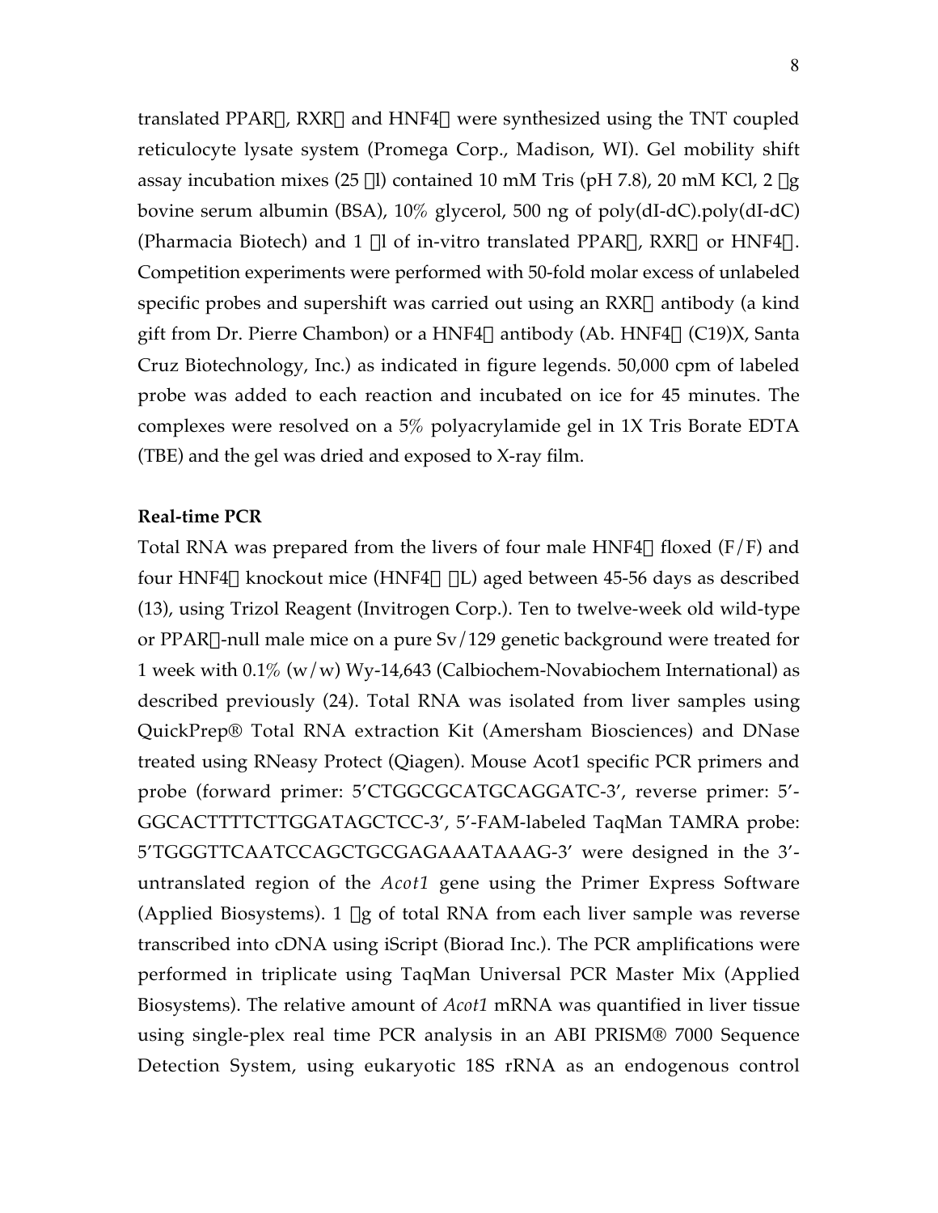translated PPAR, RXR and HNF4 were synthesized using the TNT coupled reticulocyte lysate system (Promega Corp., Madison, WI). Gel mobility shift assay incubation mixes (25 l) contained 10 mM Tris (pH 7.8), 20 mM KCl, 2 g bovine serum albumin (BSA), 10% glycerol, 500 ng of poly(dI-dC).poly(dI-dC) (Pharmacia Biotech) and 1 l of in-vitro translated PPAR, RXR or HNF4. Competition experiments were performed with 50-fold molar excess of unlabeled specific probes and supershift was carried out using an RXR antibody (a kind gift from Dr. Pierre Chambon) or a HNF4 antibody (Ab. HNF4 (C19)X, Santa Cruz Biotechnology, Inc.) as indicated in figure legends. 50,000 cpm of labeled probe was added to each reaction and incubated on ice for 45 minutes. The complexes were resolved on a 5% polyacrylamide gel in 1X Tris Borate EDTA (TBE) and the gel was dried and exposed to X-ray film.

**Real-time PCR**

Total RNA was prepared from the livers of four male HNF4 floxed (F/F) and four HNF4 knockout mice (HNF4 L) aged between 45-56 days as described (13), using Trizol Reagent (Invitrogen Corp.). Ten to twelve-week old wild-type or PPAR-null male mice on a pure Sv/129 genetic background were treated for 1 week with 0.1% (w/w) Wy-14,643 (Calbiochem-Novabiochem International) as described previously (24). Total RNA was isolated from liver samples using QuickPrep® Total RNA extraction Kit (Amersham Biosciences) and DNase treated using RNeasy Protect (Qiagen). Mouse Acot1 specific PCR primers and probe (forward primer: 5'CTGGCGCATGCAGGATC-3', reverse primer: 5'-GGCACTTTTCTTGGATAGCTCC-3', 5'-FAM-labeled TaqMan TAMRA probe: 5'TGGGTTCAATCCAGCTGCGAGAAATAAAG-3' were designed in the 3'-untranslated region of the *Acot1* gene using the Primer Express Software (Applied Biosystems). 1 g of total RNA from each liver sample was reverse transcribed into cDNA using iScript (Biorad Inc.). The PCR amplifications were performed in triplicate using TaqMan Universal PCR Master Mix (Applied Biosystems). The relative amount of *Acot1* mRNA was quantified in liver tissue using single-plex real time PCR analysis in an ABI PRISM® 7000 Sequence Detection System, using eukaryotic 18S rRNA as an endogenous control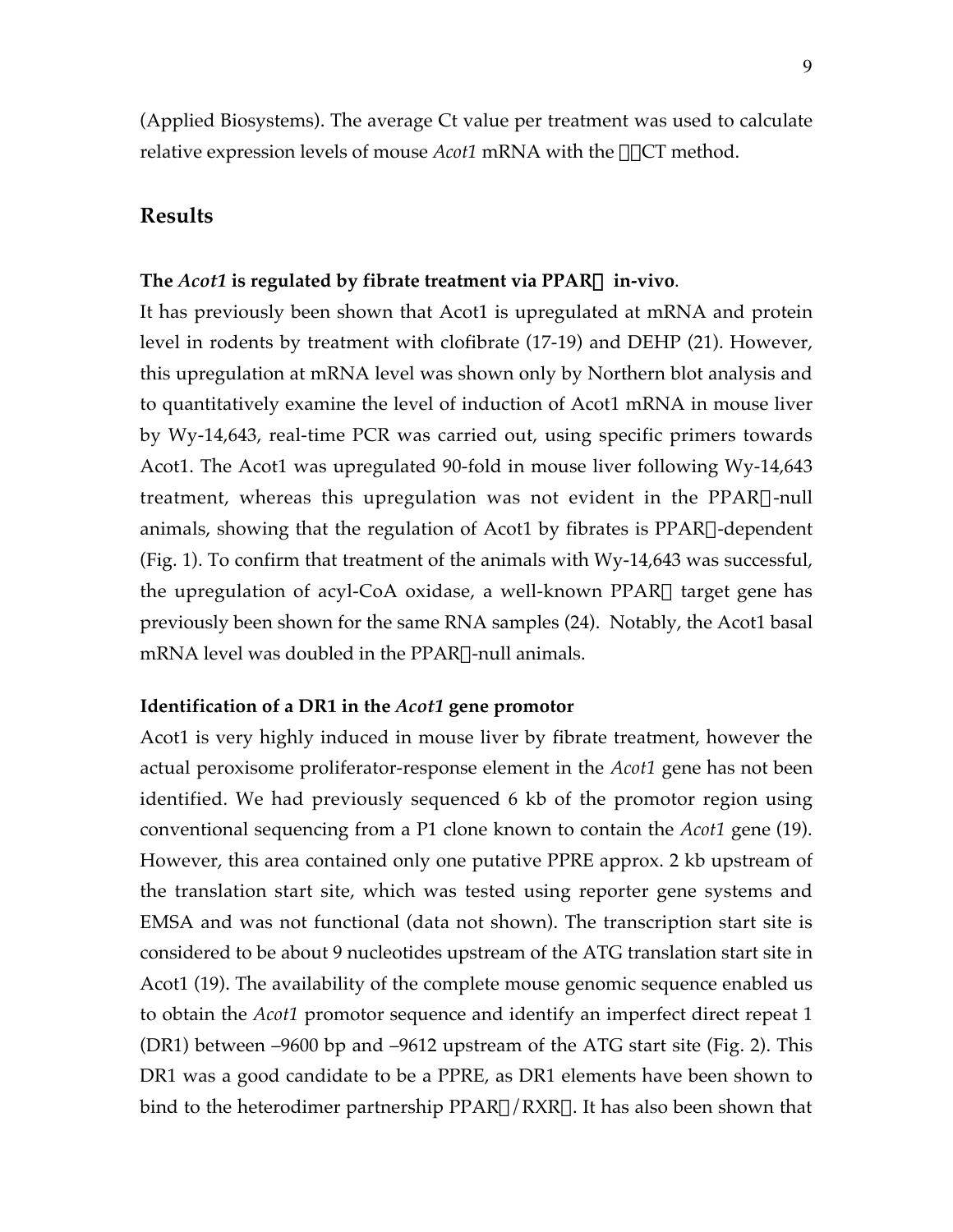(Applied Biosystems). The average Ct value per treatment was used to calculate relative expression levels of mouse *Acot1* mRNA with the $\Delta\Delta$CT method.

## Results

### The *Acot1* is regulated by fibrate treatment via PPARα in-vivo.

It has previously been shown that Acot1 is upregulated at mRNA and protein level in rodents by treatment with clofibrate (17-19) and DEHP (21). However, this upregulation at mRNA level was shown only by Northern blot analysis and to quantitatively examine the level of induction of Acot1 mRNA in mouse liver by Wy-14,643, real-time PCR was carried out, using specific primers towards Acot1. The Acot1 was upregulated 90-fold in mouse liver following Wy-14,643 treatment, whereas this upregulation was not evident in the PPARα-null animals, showing that the regulation of Acot1 by fibrates is PPARα-dependent (Fig. 1). To confirm that treatment of the animals with Wy-14,643 was successful, the upregulation of acyl-CoA oxidase, a well-known PPARα target gene has previously been shown for the same RNA samples (24). Notably, the Acot1 basal mRNA level was doubled in the PPARα-null animals.

### Identification of a DR1 in the *Acot1* gene promotor

Acot1 is very highly induced in mouse liver by fibrate treatment, however the actual peroxisome proliferator-response element in the *Acot1* gene has not been identified. We had previously sequenced 6 kb of the promotor region using conventional sequencing from a P1 clone known to contain the *Acot1* gene (19). However, this area contained only one putative PPRE approx. 2 kb upstream of the translation start site, which was tested using reporter gene systems and EMSA and was not functional (data not shown). The transcription start site is considered to be about 9 nucleotides upstream of the ATG translation start site in Acot1 (19). The availability of the complete mouse genomic sequence enabled us to obtain the *Acot1* promotor sequence and identify an imperfect direct repeat 1 (DR1) between –9600 bp and –9612 upstream of the ATG start site (Fig. 2). This DR1 was a good candidate to be a PPRE, as DR1 elements have been shown to bind to the heterodimer partnership PPARα/RXRα. It has also been shown that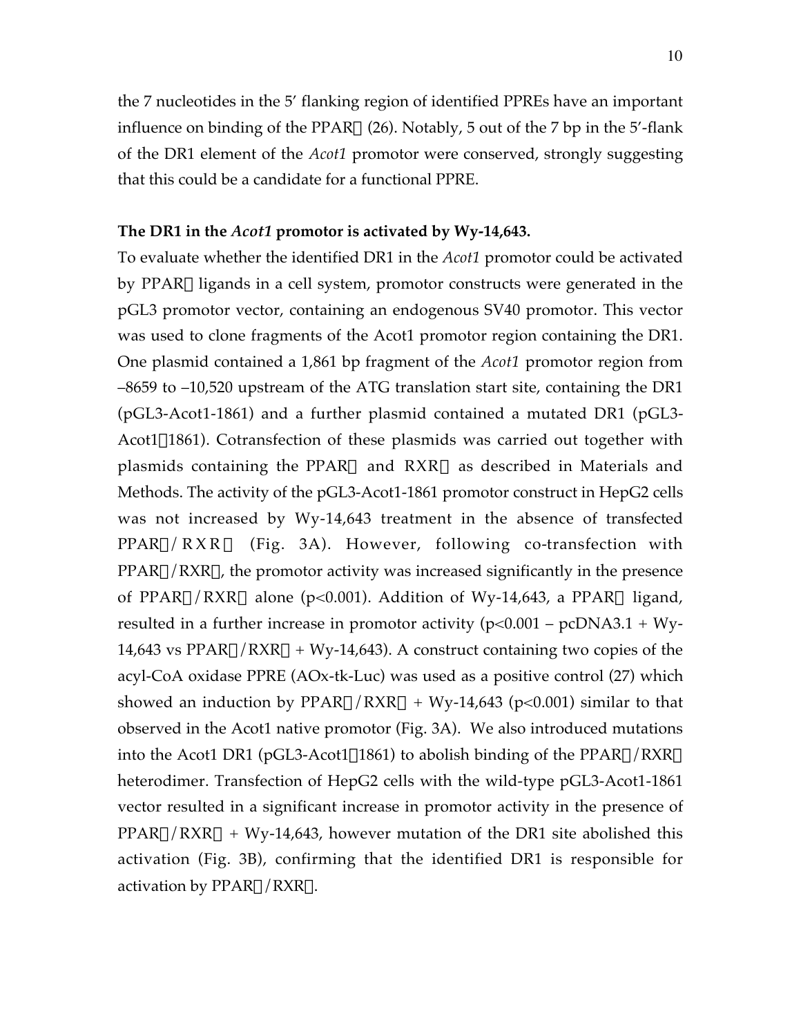the 7 nucleotides in the 5′ flanking region of identified PPREs have an important influence on binding of the PPARα (26). Notably, 5 out of the 7 bp in the 5′-flank of the DR1 element of the *Acot1* promotor were conserved, strongly suggesting that this could be a candidate for a functional PPRE.

**The DR1 in the *Acot1* promotor is activated by Wy-14,643.**

To evaluate whether the identified DR1 in the *Acot1* promotor could be activated by PPARα ligands in a cell system, promotor constructs were generated in the pGL3 promotor vector, containing an endogenous SV40 promotor. This vector was used to clone fragments of the Acot1 promotor region containing the DR1. One plasmid contained a 1,861 bp fragment of the *Acot1* promotor region from –8659 to –10,520 upstream of the ATG translation start site, containing the DR1 (pGL3-Acot1-1861) and a further plasmid contained a mutated DR1 (pGL3-Acot1Δ1861). Cotransfection of these plasmids was carried out together with plasmids containing the PPARα and RXRα as described in Materials and Methods. The activity of the pGL3-Acot1-1861 promotor construct in HepG2 cells was not increased by Wy-14,643 treatment in the absence of transfected PPARα/RXRα (Fig. 3A). However, following co-transfection with PPARα/RXRα, the promotor activity was increased significantly in the presence of PPARα/RXRα alone ($p<0.001$). Addition of Wy-14,643, a PPARα ligand, resulted in a further increase in promotor activity ($p<0.001$ – pcDNA3.1 + Wy-14,643 vs PPARα/RXRα + Wy-14,643). A construct containing two copies of the acyl-CoA oxidase PPRE (AOx-tk-Luc) was used as a positive control (27) which showed an induction by PPARα/RXRα + Wy-14,643 ($p<0.001$) similar to that observed in the Acot1 native promotor (Fig. 3A). We also introduced mutations into the Acot1 DR1 (pGL3-Acot1Δ1861) to abolish binding of the PPARα/RXRα heterodimer. Transfection of HepG2 cells with the wild-type pGL3-Acot1-1861 vector resulted in a significant increase in promotor activity in the presence of PPARα/RXRα + Wy-14,643, however mutation of the DR1 site abolished this activation (Fig. 3B), confirming that the identified DR1 is responsible for activation by PPARα/RXRα.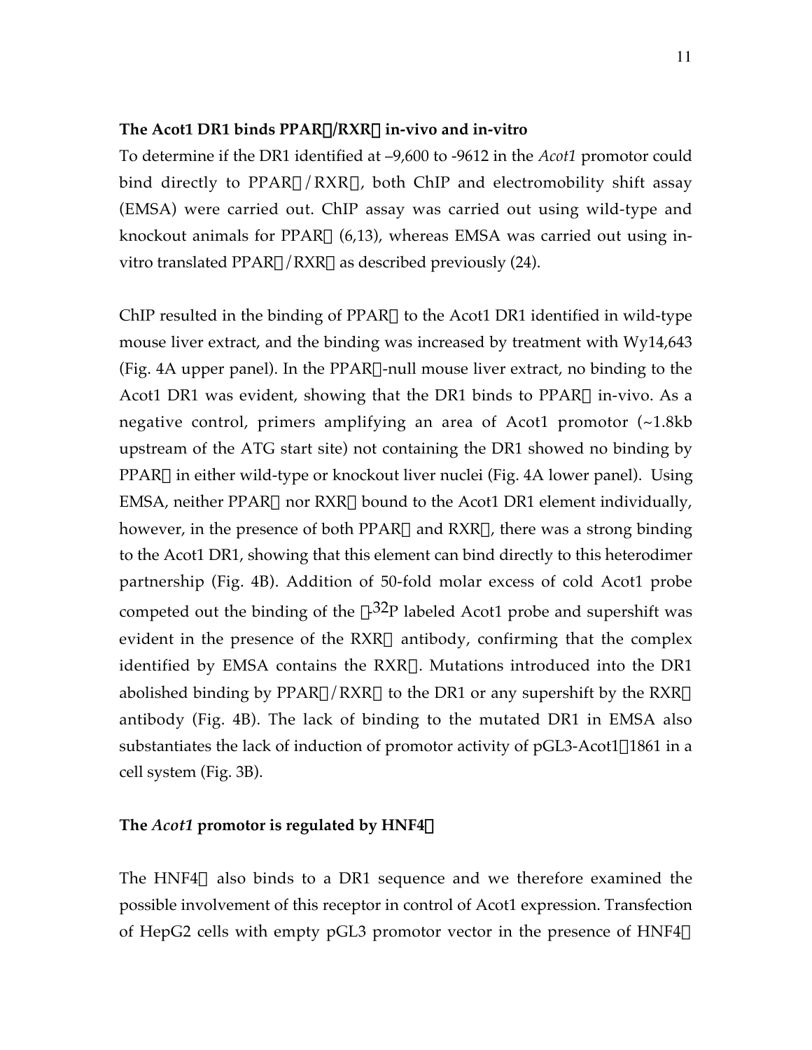**The Acot1 DR1 binds PPAR/RXR in-vivo and in-vitro**

To determine if the DR1 identified at –9,600 to -9612 in the *Acot1* promotor could bind directly to PPAR/RXR, both ChIP and electromobility shift assay (EMSA) were carried out. ChIP assay was carried out using wild-type and knockout animals for PPAR (6,13), whereas EMSA was carried out using in-vitro translated PPAR/RXR as described previously (24).

ChIP resulted in the binding of PPAR to the Acot1 DR1 identified in wild-type mouse liver extract, and the binding was increased by treatment with Wy14,643 (Fig. 4A upper panel). In the PPAR-null mouse liver extract, no binding to the Acot1 DR1 was evident, showing that the DR1 binds to PPAR in-vivo. As a negative control, primers amplifying an area of Acot1 promotor (~1.8kb upstream of the ATG start site) not containing the DR1 showed no binding by PPAR in either wild-type or knockout liver nuclei (Fig. 4A lower panel). Using EMSA, neither PPAR nor RXR bound to the Acot1 DR1 element individually, however, in the presence of both PPAR and RXR, there was a strong binding to the Acot1 DR1, showing that this element can bind directly to this heterodimer partnership (Fig. 4B). Addition of 50-fold molar excess of cold Acot1 probe competed out the binding of the $^{32}$P labeled Acot1 probe and supershift was evident in the presence of the RXR antibody, confirming that the complex identified by EMSA contains the RXR. Mutations introduced into the DR1 abolished binding by PPAR/RXR to the DR1 or any supershift by the RXR antibody (Fig. 4B). The lack of binding to the mutated DR1 in EMSA also substantiates the lack of induction of promotor activity of pGL3-Acot11861 in a cell system (Fig. 3B).

**The *Acot1* promotor is regulated by HNF4**

The HNF4 also binds to a DR1 sequence and we therefore examined the possible involvement of this receptor in control of Acot1 expression. Transfection of HepG2 cells with empty pGL3 promotor vector in the presence of HNF4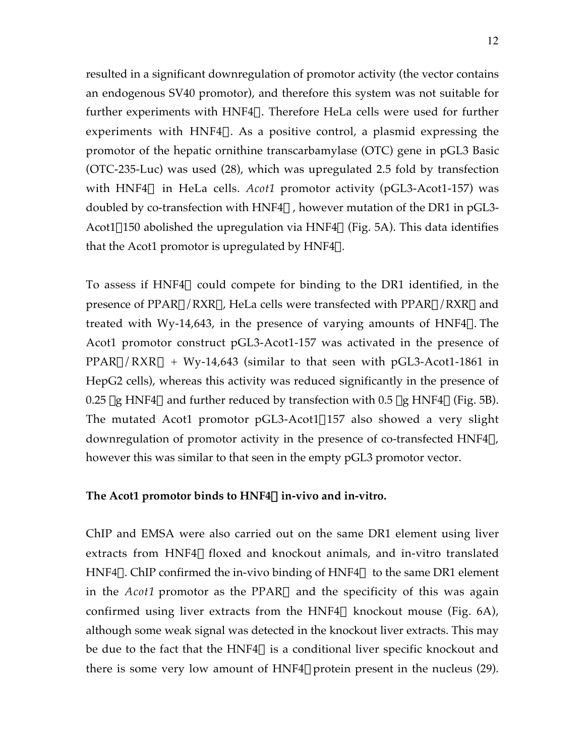resulted in a significant downregulation of promotor activity (the vector contains an endogenous SV40 promotor), and therefore this system was not suitable for further experiments with HNF4. Therefore HeLa cells were used for further experiments with HNF4. As a positive control, a plasmid expressing the promotor of the hepatic ornithine transcarbamylase (OTC) gene in pGL3 Basic (OTC-235-Luc) was used (28), which was upregulated 2.5 fold by transfection with HNF4 in HeLa cells. *Acot1* promotor activity (pGL3-Acot1-157) was doubled by co-transfection with HNF4, however mutation of the DR1 in pGL3-Acot1150 abolished the upregulation via HNF4 (Fig. 5A). This data identifies that the Acot1 promotor is upregulated by HNF4.

To assess if HNF4 could compete for binding to the DR1 identified, in the presence of PPAR/RXR, HeLa cells were transfected with PPAR/RXR and treated with Wy-14,643, in the presence of varying amounts of HNF4. The Acot1 promotor construct pGL3-Acot1-157 was activated in the presence of PPAR/RXR + Wy-14,643 (similar to that seen with pGL3-Acot1-1861 in HepG2 cells), whereas this activity was reduced significantly in the presence of 0.25 g HNF4 and further reduced by transfection with 0.5 g HNF4 (Fig. 5B). The mutated Acot1 promotor pGL3-Acot1157 also showed a very slight downregulation of promotor activity in the presence of co-transfected HNF4, however this was similar to that seen in the empty pGL3 promotor vector.

**The Acot1 promotor binds to HNF4 in-vivo and in-vitro.**

ChIP and EMSA were also carried out on the same DR1 element using liver extracts from HNF4 floxed and knockout animals, and in-vitro translated HNF4. ChIP confirmed the in-vivo binding of HNF4 to the same DR1 element in the *Acot1* promotor as the PPAR and the specificity of this was again confirmed using liver extracts from the HNF4 knockout mouse (Fig. 6A), although some weak signal was detected in the knockout liver extracts. This may be due to the fact that the HNF4 is a conditional liver specific knockout and there is some very low amount of HNF4 protein present in the nucleus (29).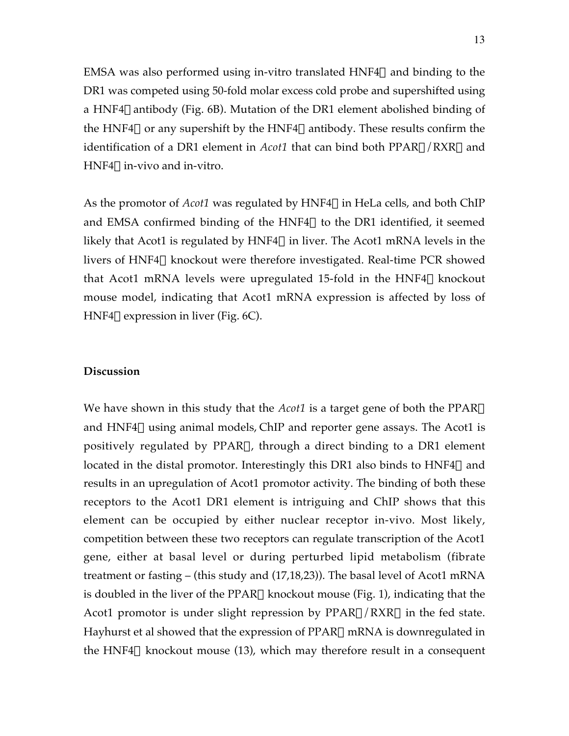EMSA was also performed using in-vitro translated HNF4α and binding to the DR1 was competed using 50-fold molar excess cold probe and supershifted using a HNF4α antibody (Fig. 6B). Mutation of the DR1 element abolished binding of the HNF4α or any supershift by the HNF4α antibody. These results confirm the identification of a DR1 element in *Acot1* that can bind both PPARα/RXRα and HNF4α in-vivo and in-vitro.

As the promotor of *Acot1* was regulated by HNF4α in HeLa cells, and both ChIP and EMSA confirmed binding of the HNF4α to the DR1 identified, it seemed likely that Acot1 is regulated by HNF4α in liver. The Acot1 mRNA levels in the livers of HNF4α knockout were therefore investigated. Real-time PCR showed that Acot1 mRNA levels were upregulated 15-fold in the HNF4α knockout mouse model, indicating that Acot1 mRNA expression is affected by loss of HNF4α expression in liver (Fig. 6C).

**Discussion**

We have shown in this study that the *Acot1* is a target gene of both the PPARα and HNF4α using animal models, ChIP and reporter gene assays. The Acot1 is positively regulated by PPARα, through a direct binding to a DR1 element located in the distal promotor. Interestingly this DR1 also binds to HNF4α and results in an upregulation of Acot1 promotor activity. The binding of both these receptors to the Acot1 DR1 element is intriguing and ChIP shows that this element can be occupied by either nuclear receptor in-vivo. Most likely, competition between these two receptors can regulate transcription of the Acot1 gene, either at basal level or during perturbed lipid metabolism (fibrate treatment or fasting – (this study and (17,18,23)). The basal level of Acot1 mRNA is doubled in the liver of the PPARα knockout mouse (Fig. 1), indicating that the Acot1 promotor is under slight repression by PPARα/RXRα in the fed state. Hayhurst et al showed that the expression of PPARα mRNA is downregulated in the HNF4α knockout mouse (13), which may therefore result in a consequent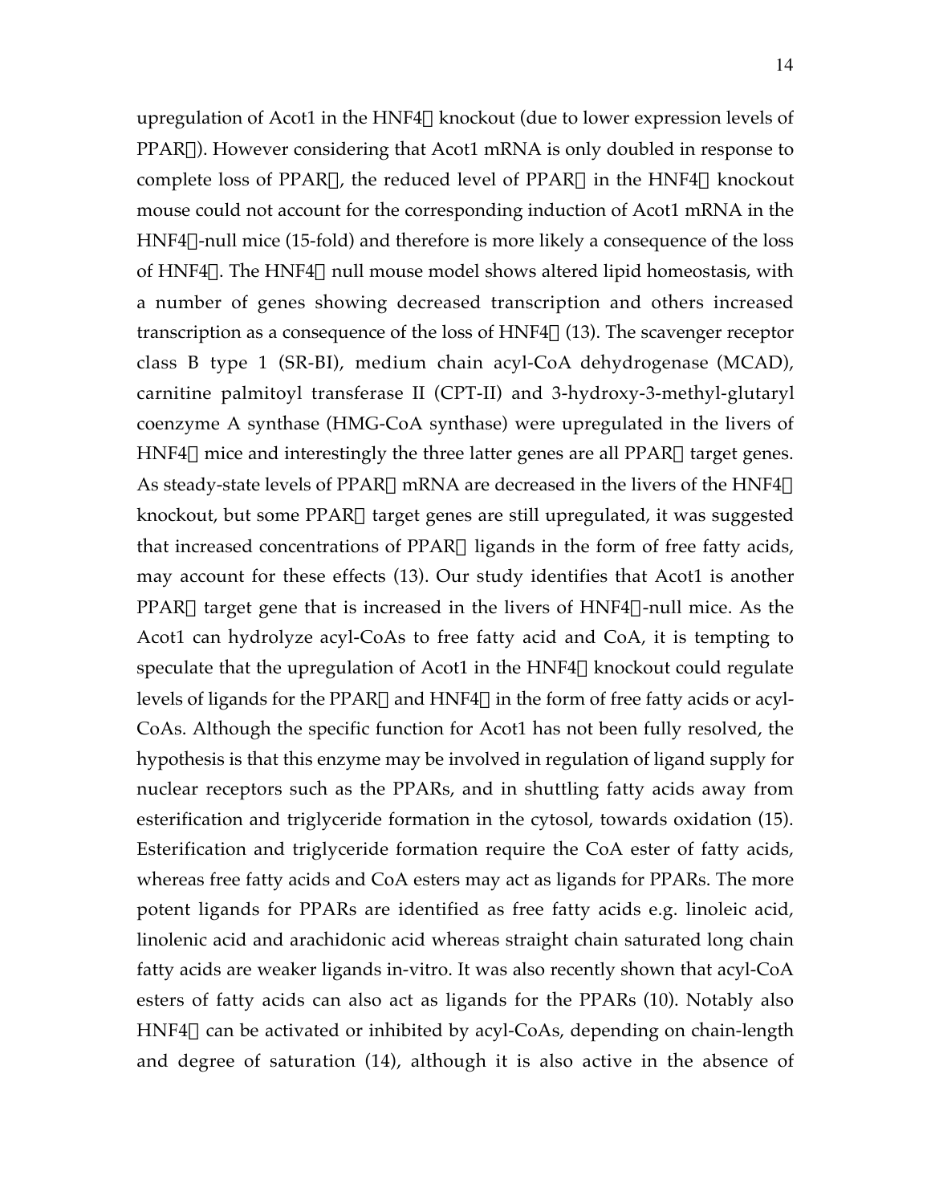upregulation of Acot1 in the HNF4 knockout (due to lower expression levels of PPAR). However considering that Acot1 mRNA is only doubled in response to complete loss of PPAR, the reduced level of PPAR in the HNF4 knockout mouse could not account for the corresponding induction of Acot1 mRNA in the HNF4-null mice (15-fold) and therefore is more likely a consequence of the loss of HNF4. The HNF4 null mouse model shows altered lipid homeostasis, with a number of genes showing decreased transcription and others increased transcription as a consequence of the loss of HNF4 (13). The scavenger receptor class B type 1 (SR-BI), medium chain acyl-CoA dehydrogenase (MCAD), carnitine palmitoyl transferase II (CPT-II) and 3-hydroxy-3-methyl-glutaryl coenzyme A synthase (HMG-CoA synthase) were upregulated in the livers of HNF4 mice and interestingly the three latter genes are all PPAR target genes. As steady-state levels of PPAR mRNA are decreased in the livers of the HNF4 knockout, but some PPAR target genes are still upregulated, it was suggested that increased concentrations of PPAR ligands in the form of free fatty acids, may account for these effects (13). Our study identifies that Acot1 is another PPAR target gene that is increased in the livers of HNF4-null mice. As the Acot1 can hydrolyze acyl-CoAs to free fatty acid and CoA, it is tempting to speculate that the upregulation of Acot1 in the HNF4 knockout could regulate levels of ligands for the PPAR and HNF4 in the form of free fatty acids or acyl-CoAs. Although the specific function for Acot1 has not been fully resolved, the hypothesis is that this enzyme may be involved in regulation of ligand supply for nuclear receptors such as the PPARs, and in shuttling fatty acids away from esterification and triglyceride formation in the cytosol, towards oxidation (15). Esterification and triglyceride formation require the CoA ester of fatty acids, whereas free fatty acids and CoA esters may act as ligands for PPARs. The more potent ligands for PPARs are identified as free fatty acids e.g. linoleic acid, linolenic acid and arachidonic acid whereas straight chain saturated long chain fatty acids are weaker ligands in-vitro. It was also recently shown that acyl-CoA esters of fatty acids can also act as ligands for the PPARs (10). Notably also HNF4 can be activated or inhibited by acyl-CoAs, depending on chain-length and degree of saturation (14), although it is also active in the absence of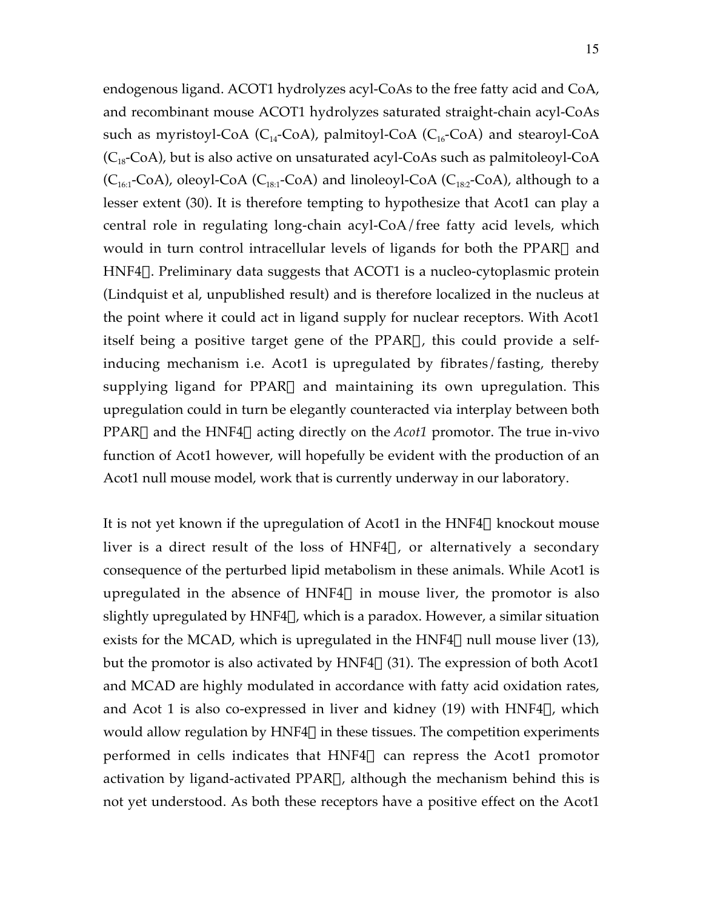endogenous ligand. ACOT1 hydrolyzes acyl-CoAs to the free fatty acid and CoA, and recombinant mouse ACOT1 hydrolyzes saturated straight-chain acyl-CoAs such as myristoyl-CoA ($C_{14}$-CoA), palmitoyl-CoA ($C_{16}$-CoA) and stearoyl-CoA ($C_{18}$-CoA), but is also active on unsaturated acyl-CoAs such as palmitoleoyl-CoA ($C_{16:1}$-CoA), oleoyl-CoA ($C_{18:1}$-CoA) and linoleoyl-CoA ($C_{18:2}$-CoA), although to a lesser extent (30). It is therefore tempting to hypothesize that Acot1 can play a central role in regulating long-chain acyl-CoA/free fatty acid levels, which would in turn control intracellular levels of ligands for both the PPAR and HNF4. Preliminary data suggests that ACOT1 is a nucleo-cytoplasmic protein (Lindquist et al, unpublished result) and is therefore localized in the nucleus at the point where it could act in ligand supply for nuclear receptors. With Acot1 itself being a positive target gene of the PPAR, this could provide a self-inducing mechanism i.e. Acot1 is upregulated by fibrates/fasting, thereby supplying ligand for PPAR and maintaining its own upregulation. This upregulation could in turn be elegantly counteracted via interplay between both PPAR and the HNF4 acting directly on the *Acot1* promotor. The true in-vivo function of Acot1 however, will hopefully be evident with the production of an Acot1 null mouse model, work that is currently underway in our laboratory.

It is not yet known if the upregulation of Acot1 in the HNF4 knockout mouse liver is a direct result of the loss of HNF4, or alternatively a secondary consequence of the perturbed lipid metabolism in these animals. While Acot1 is upregulated in the absence of HNF4 in mouse liver, the promotor is also slightly upregulated by HNF4, which is a paradox. However, a similar situation exists for the MCAD, which is upregulated in the HNF4 null mouse liver (13), but the promotor is also activated by HNF4 (31). The expression of both Acot1 and MCAD are highly modulated in accordance with fatty acid oxidation rates, and Acot 1 is also co-expressed in liver and kidney (19) with HNF4, which would allow regulation by HNF4 in these tissues. The competition experiments performed in cells indicates that HNF4 can repress the Acot1 promotor activation by ligand-activated PPAR, although the mechanism behind this is not yet understood. As both these receptors have a positive effect on the Acot1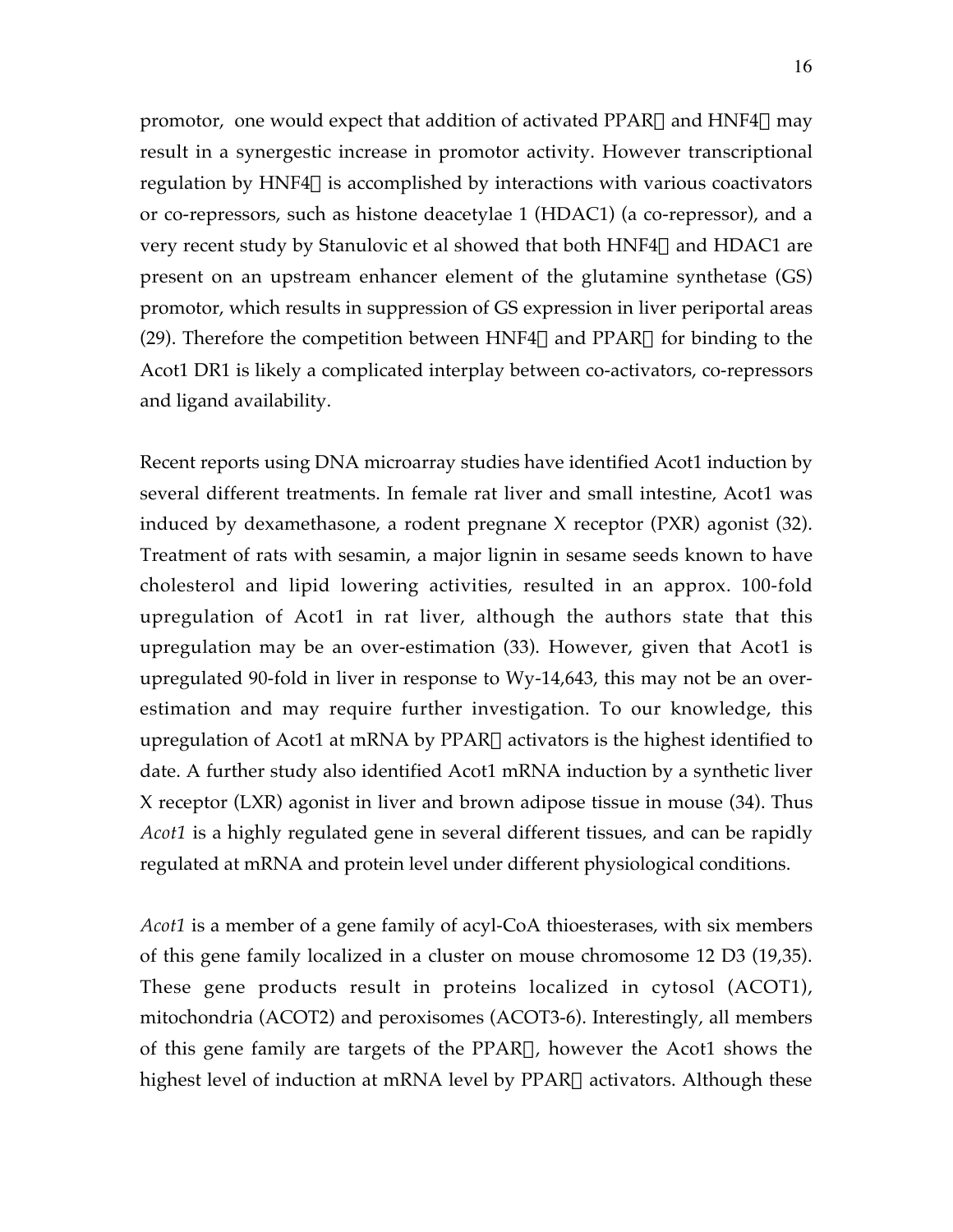promotor, one would expect that addition of activated PPAR and HNF4 may result in a synergestic increase in promotor activity. However transcriptional regulation by HNF4 is accomplished by interactions with various coactivators or co-repressors, such as histone deacetylae 1 (HDAC1) (a co-repressor), and a very recent study by Stanulovic et al showed that both HNF4 and HDAC1 are present on an upstream enhancer element of the glutamine synthetase (GS) promotor, which results in suppression of GS expression in liver periportal areas (29). Therefore the competition between HNF4 and PPAR for binding to the Acot1 DR1 is likely a complicated interplay between co-activators, co-repressors and ligand availability.

Recent reports using DNA microarray studies have identified Acot1 induction by several different treatments. In female rat liver and small intestine, Acot1 was induced by dexamethasone, a rodent pregnane X receptor (PXR) agonist (32). Treatment of rats with sesamin, a major lignin in sesame seeds known to have cholesterol and lipid lowering activities, resulted in an approx. 100-fold upregulation of Acot1 in rat liver, although the authors state that this upregulation may be an over-estimation (33). However, given that Acot1 is upregulated 90-fold in liver in response to Wy-14,643, this may not be an over-estimation and may require further investigation. To our knowledge, this upregulation of Acot1 at mRNA by PPAR activators is the highest identified to date. A further study also identified Acot1 mRNA induction by a synthetic liver X receptor (LXR) agonist in liver and brown adipose tissue in mouse (34). Thus *Acot1* is a highly regulated gene in several different tissues, and can be rapidly regulated at mRNA and protein level under different physiological conditions.

*Acot1* is a member of a gene family of acyl-CoA thioesterases, with six members of this gene family localized in a cluster on mouse chromosome 12 D3 (19,35). These gene products result in proteins localized in cytosol (ACOT1), mitochondria (ACOT2) and peroxisomes (ACOT3-6). Interestingly, all members of this gene family are targets of the PPAR, however the Acot1 shows the highest level of induction at mRNA level by PPAR activators. Although these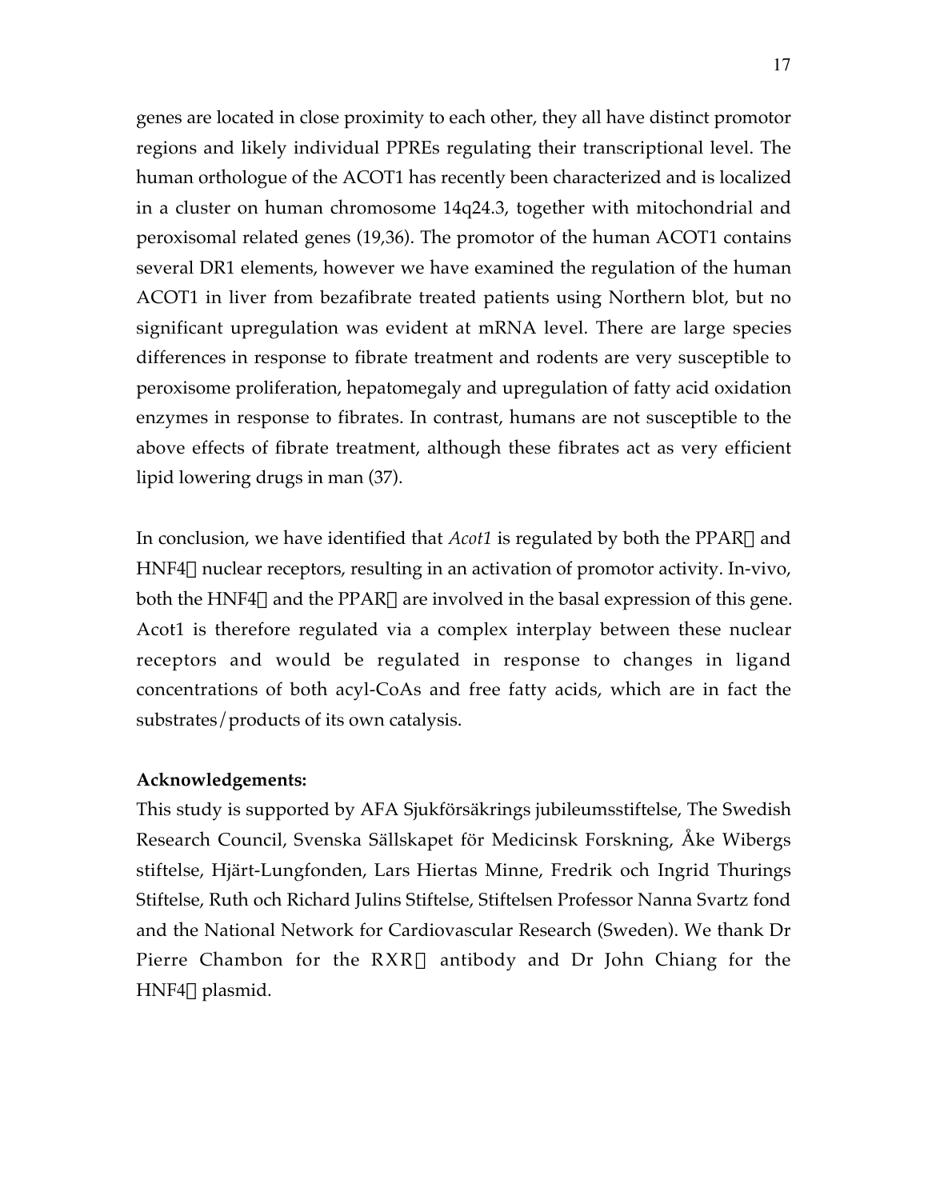genes are located in close proximity to each other, they all have distinct promotor regions and likely individual PPREs regulating their transcriptional level. The human orthologue of the ACOT1 has recently been characterized and is localized in a cluster on human chromosome 14q24.3, together with mitochondrial and peroxisomal related genes (19,36). The promotor of the human ACOT1 contains several DR1 elements, however we have examined the regulation of the human ACOT1 in liver from bezafibrate treated patients using Northern blot, but no significant upregulation was evident at mRNA level. There are large species differences in response to fibrate treatment and rodents are very susceptible to peroxisome proliferation, hepatomegaly and upregulation of fatty acid oxidation enzymes in response to fibrates. In contrast, humans are not susceptible to the above effects of fibrate treatment, although these fibrates act as very efficient lipid lowering drugs in man (37).

In conclusion, we have identified that *Acot1* is regulated by both the PPAR and HNF4 nuclear receptors, resulting in an activation of promotor activity. In-vivo, both the HNF4 and the PPAR are involved in the basal expression of this gene. Acot1 is therefore regulated via a complex interplay between these nuclear receptors and would be regulated in response to changes in ligand concentrations of both acyl-CoAs and free fatty acids, which are in fact the substrates/products of its own catalysis.

**Acknowledgements:**

This study is supported by AFA Sjukförsäkrings jubileumsstiftelse, The Swedish Research Council, Svenska Sällskapet för Medicinsk Forskning, Åke Wibergs stiftelse, Hjärt-Lungfonden, Lars Hiertas Minne, Fredrik och Ingrid Thurings Stiftelse, Ruth och Richard Julins Stiftelse, Stiftelsen Professor Nanna Svartz fond and the National Network for Cardiovascular Research (Sweden). We thank Dr Pierre Chambon for the RXR antibody and Dr John Chiang for the HNF4 plasmid.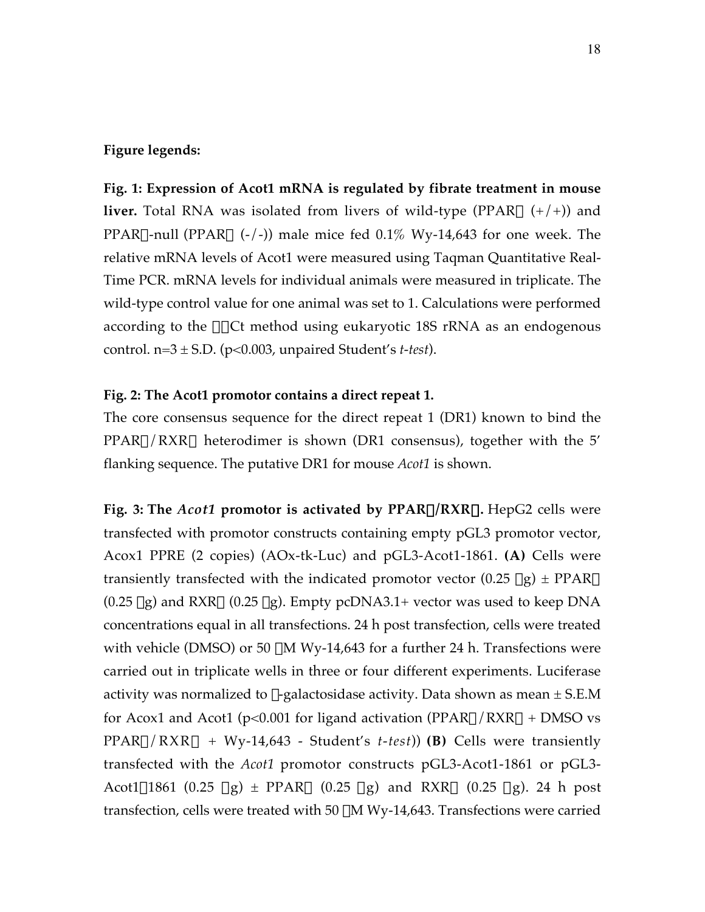**Figure legends:**

**Fig. 1: Expression of Acot1 mRNA is regulated by fibrate treatment in mouse liver.** Total RNA was isolated from livers of wild-type (PPARα (+/+)) and PPARα-null (PPARα (-/-)) male mice fed 0.1% Wy-14,643 for one week. The relative mRNA levels of Acot1 were measured using Taqman Quantitative Real-Time PCR. mRNA levels for individual animals were measured in triplicate. The wild-type control value for one animal was set to 1. Calculations were performed according to the ΔΔCt method using eukaryotic 18S rRNA as an endogenous control. n=3 ± S.D. ($p<0.003$, unpaired Student's *t-test*).

**Fig. 2: The Acot1 promotor contains a direct repeat 1.**
The core consensus sequence for the direct repeat 1 (DR1) known to bind the PPARα/RXRα heterodimer is shown (DR1 consensus), together with the 5' flanking sequence. The putative DR1 for mouse *Acot1* is shown.

**Fig. 3: The *Acot1* promotor is activated by PPARα/RXRα.** HepG2 cells were transfected with promotor constructs containing empty pGL3 promotor vector, Acox1 PPRE (2 copies) (AOx-tk-Luc) and pGL3-Acot1-1861. **(A)** Cells were transiently transfected with the indicated promotor vector (0.25 μg) ± PPARα (0.25 μg) and RXRα (0.25 μg). Empty pcDNA3.1+ vector was used to keep DNA concentrations equal in all transfections. 24 h post transfection, cells were treated with vehicle (DMSO) or 50 μM Wy-14,643 for a further 24 h. Transfections were carried out in triplicate wells in three or four different experiments. Luciferase activity was normalized to β-galactosidase activity. Data shown as mean ± S.E.M for Acox1 and Acot1 ($p<0.001$ for ligand activation (PPARα/RXRα + DMSO vs PPARα/RXRα + Wy-14,643 - Student's *t-test*)) **(B)** Cells were transiently transfected with the *Acot1* promotor constructs pGL3-Acot1-1861 or pGL3-Acot1Δ1861 (0.25 μg) ± PPARα (0.25 μg) and RXRα (0.25 μg). 24 h post transfection, cells were treated with 50 μM Wy-14,643. Transfections were carried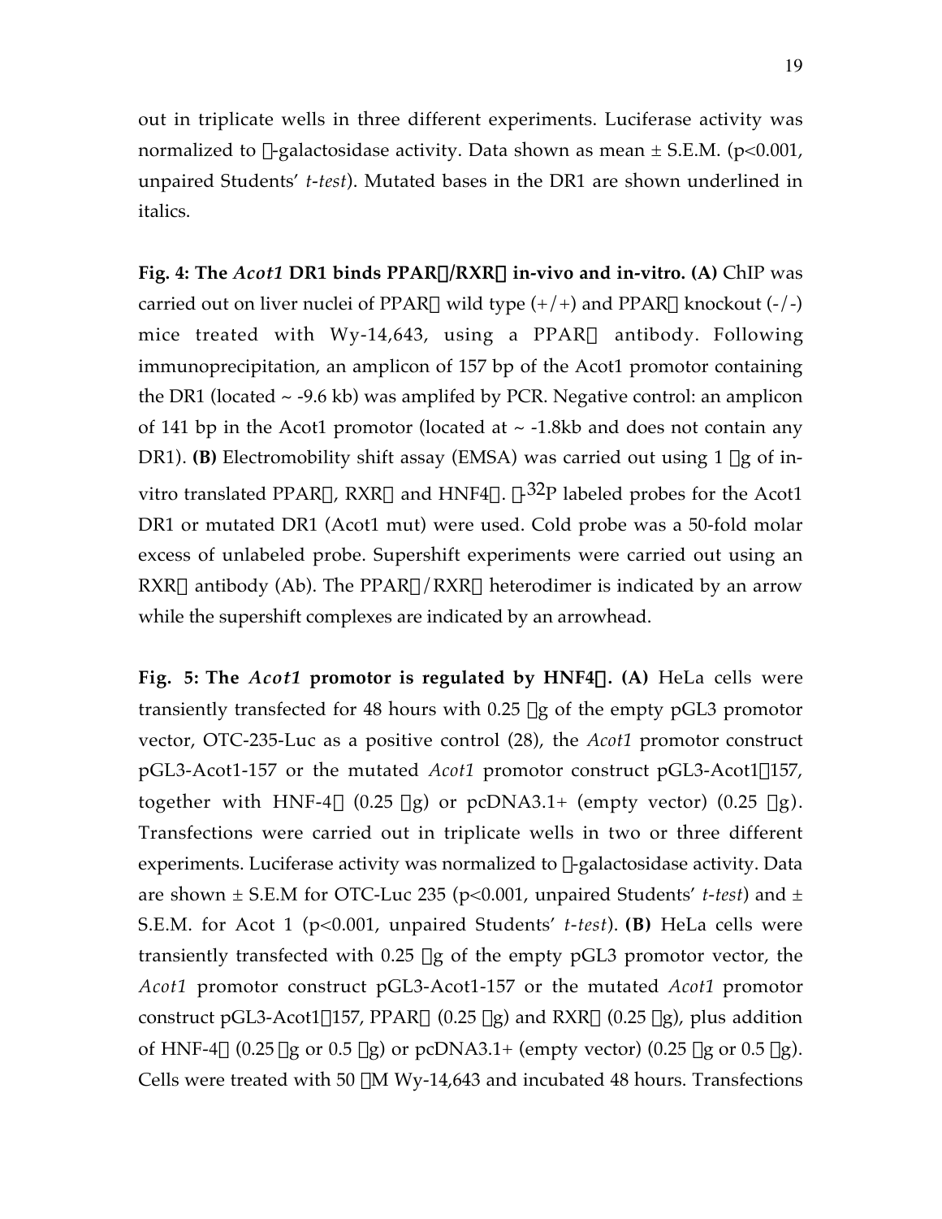out in triplicate wells in three different experiments. Luciferase activity was normalized to -galactosidase activity. Data shown as mean ± S.E.M. ($p<0.001$, unpaired Students' *t-test*). Mutated bases in the DR1 are shown underlined in italics.

**Fig. 4: The *Acot1* DR1 binds PPAR/RXR in-vivo and in-vitro. (A)** ChIP was carried out on liver nuclei of PPAR wild type (+/+) and PPAR knockout (-/-) mice treated with Wy-14,643, using a PPAR antibody. Following immunoprecipitation, an amplicon of 157 bp of the Acot1 promotor containing the DR1 (located ~ -9.6 kb) was amplifed by PCR. Negative control: an amplicon of 141 bp in the Acot1 promotor (located at ~ -1.8kb and does not contain any DR1). **(B)** Electromobility shift assay (EMSA) was carried out using 1 g of in-vitro translated PPAR, RXR and HNF4. -$^{32}$P labeled probes for the Acot1 DR1 or mutated DR1 (Acot1 mut) were used. Cold probe was a 50-fold molar excess of unlabeled probe. Supershift experiments were carried out using an RXR antibody (Ab). The PPAR/RXR heterodimer is indicated by an arrow while the supershift complexes are indicated by an arrowhead.

**Fig. 5: The *Acot1* promotor is regulated by HNF4. (A)** HeLa cells were transiently transfected for 48 hours with 0.25 g of the empty pGL3 promotor vector, OTC-235-Luc as a positive control (28), the *Acot1* promotor construct pGL3-Acot1-157 or the mutated *Acot1* promotor construct pGL3-Acot1157, together with HNF-4 (0.25 g) or pcDNA3.1+ (empty vector) (0.25 g). Transfections were carried out in triplicate wells in two or three different experiments. Luciferase activity was normalized to -galactosidase activity. Data are shown ± S.E.M for OTC-Luc 235 ($p<0.001$, unpaired Students' *t-test*) and ± S.E.M. for Acot 1 ($p<0.001$, unpaired Students' *t-test*). **(B)** HeLa cells were transiently transfected with 0.25 g of the empty pGL3 promotor vector, the *Acot1* promotor construct pGL3-Acot1-157 or the mutated *Acot1* promotor construct pGL3-Acot1157, PPAR (0.25 g) and RXR (0.25 g), plus addition of HNF-4 (0.25 g or 0.5 g) or pcDNA3.1+ (empty vector) (0.25 g or 0.5 g). Cells were treated with 50 M Wy-14,643 and incubated 48 hours. Transfections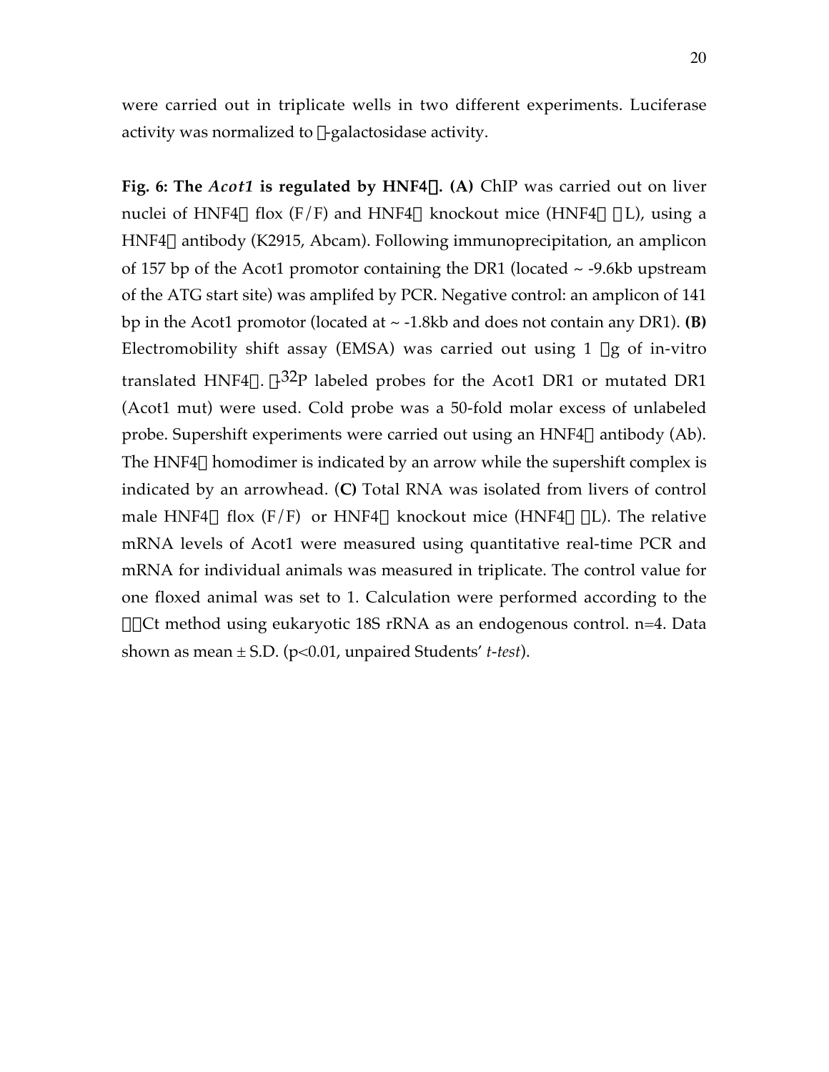were carried out in triplicate wells in two different experiments. Luciferase activity was normalized to -galactosidase activity.

**Fig. 6: The *Acot1* is regulated by HNF4.** **(A)** ChIP was carried out on liver nuclei of HNF4 flox (F/F) and HNF4 knockout mice (HNF4 L), using a HNF4 antibody (K2915, Abcam). Following immunoprecipitation, an amplicon of 157 bp of the Acot1 promotor containing the DR1 (located ~ -9.6kb upstream of the ATG start site) was amplifed by PCR. Negative control: an amplicon of 141 bp in the Acot1 promotor (located at ~ -1.8kb and does not contain any DR1). **(B)** Electromobility shift assay (EMSA) was carried out using 1 g of in-vitro translated HNF4. -$^{32}$P labeled probes for the Acot1 DR1 or mutated DR1 (Acot1 mut) were used. Cold probe was a 50-fold molar excess of unlabeled probe. Supershift experiments were carried out using an HNF4 antibody (Ab). The HNF4 homodimer is indicated by an arrow while the supershift complex is indicated by an arrowhead. (**C)** Total RNA was isolated from livers of control male HNF4 flox (F/F) or HNF4 knockout mice (HNF4 L). The relative mRNA levels of Acot1 were measured using quantitative real-time PCR and mRNA for individual animals was measured in triplicate. The control value for one floxed animal was set to 1. Calculation were performed according to the Ct method using eukaryotic 18S rRNA as an endogenous control. n=4. Data shown as mean ± S.D. (p<0.01, unpaired Students' *t-test*).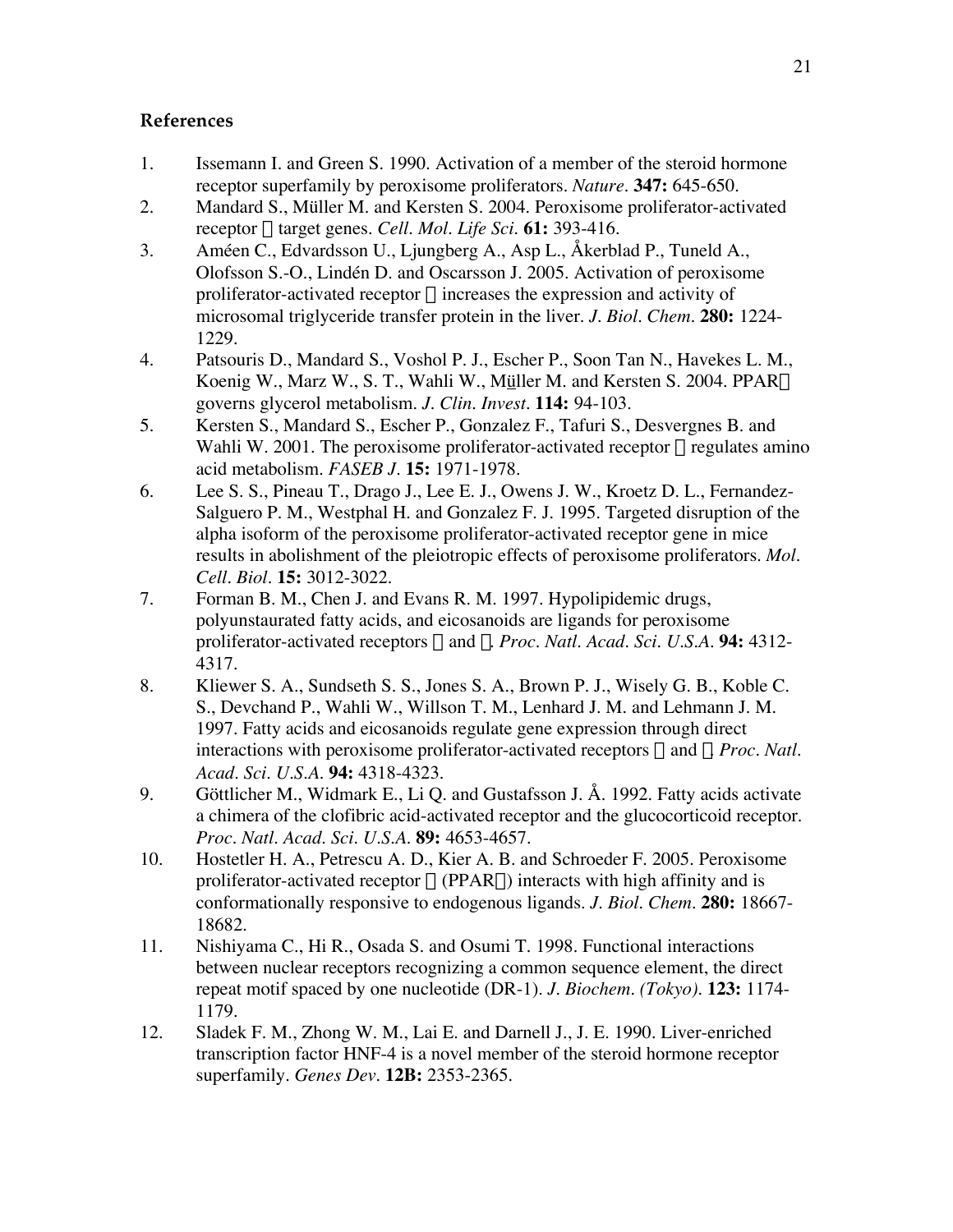## References

1. Issemann I. and Green S. 1990. Activation of a member of the steroid hormone receptor superfamily by peroxisome proliferators. *Nature*. **347:** 645-650.
2. Mandard S., Müller M. and Kersten S. 2004. Peroxisome proliferator-activated receptor  target genes. *Cell. Mol. Life Sci.* **61:** 393-416.
3. Améen C., Edvardsson U., Ljungberg A., Asp L., Åkerblad P., Tuneld A., Olofsson S.-O., Lindén D. and Oscarsson J. 2005. Activation of peroxisome proliferator-activated receptor  increases the expression and activity of microsomal triglyceride transfer protein in the liver. *J. Biol. Chem.* **280:** 1224-1229.
4. Patsouris D., Mandard S., Voshol P. J., Escher P., Soon Tan N., Havekes L. M., Koenig W., Marz W., S. T., Wahli W., Müller M. and Kersten S. 2004. PPAR governs glycerol metabolism. *J. Clin. Invest.* **114:** 94-103.
5. Kersten S., Mandard S., Escher P., Gonzalez F., Tafuri S., Desvergnes B. and Wahli W. 2001. The peroxisome proliferator-activated receptor  regulates amino acid metabolism. *FASEB J.* **15:** 1971-1978.
6. Lee S. S., Pineau T., Drago J., Lee E. J., Owens J. W., Kroetz D. L., Fernandez-Salguero P. M., Westphal H. and Gonzalez F. J. 1995. Targeted disruption of the alpha isoform of the peroxisome proliferator-activated receptor gene in mice results in abolishment of the pleiotropic effects of peroxisome proliferators. *Mol. Cell. Biol.* **15:** 3012-3022.
7. Forman B. M., Chen J. and Evans R. M. 1997. Hypolipidemic drugs, polyunsaturated fatty acids, and eicosanoids are ligands for peroxisome proliferator-activated receptors  and . *Proc. Natl. Acad. Sci. U.S.A.* **94:** 4312-4317.
8. Kliewer S. A., Sundseth S. S., Jones S. A., Brown P. J., Wisely G. B., Koble C. S., Devchand P., Wahli W., Willson T. M., Lenhard J. M. and Lehmann J. M. 1997. Fatty acids and eicosanoids regulate gene expression through direct interactions with peroxisome proliferator-activated receptors  and . *Proc. Natl. Acad. Sci. U.S.A.* **94:** 4318-4323.
9. Göttlicher M., Widmark E., Li Q. and Gustafsson J. Å. 1992. Fatty acids activate a chimera of the clofibric acid-activated receptor and the glucocorticoid receptor. *Proc. Natl. Acad. Sci. U.S.A.* **89:** 4653-4657.
10. Hostetler H. A., Petrescu A. D., Kier A. B. and Schroeder F. 2005. Peroxisome proliferator-activated receptor  (PPAR) interacts with high affinity and is conformationally responsive to endogenous ligands. *J. Biol. Chem.* **280:** 18667-18682.
11. Nishiyama C., Hi R., Osada S. and Osumi T. 1998. Functional interactions between nuclear receptors recognizing a common sequence element, the direct repeat motif spaced by one nucleotide (DR-1). *J. Biochem. (Tokyo).* **123:** 1174-1179.
12. Sladek F. M., Zhong W. M., Lai E. and Darnell J., J. E. 1990. Liver-enriched transcription factor HNF-4 is a novel member of the steroid hormone receptor superfamily. *Genes Dev.* **12B:** 2353-2365.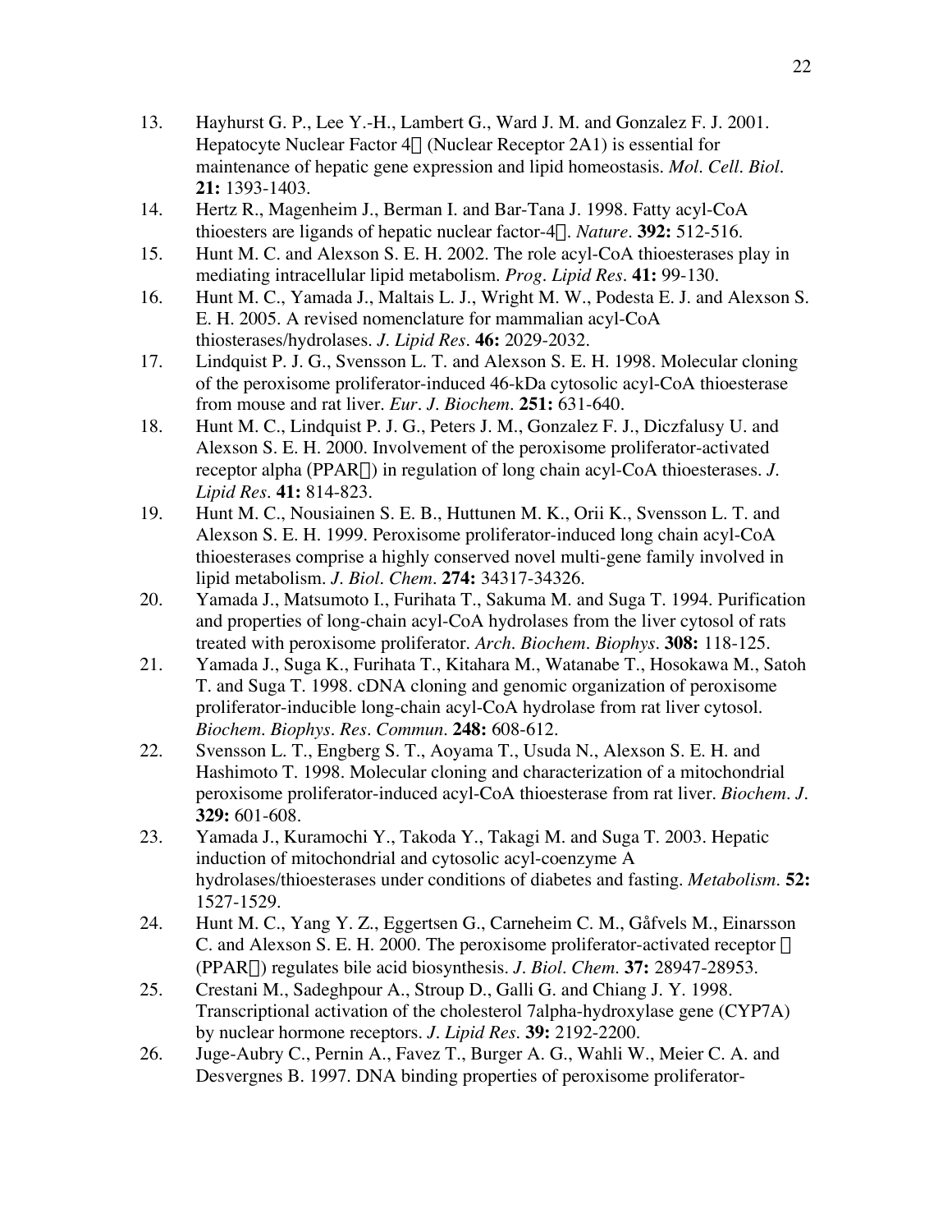13. Hayhurst G. P., Lee Y.-H., Lambert G., Ward J. M. and Gonzalez F. J. 2001. Hepatocyte Nuclear Factor 4α (Nuclear Receptor 2A1) is essential for maintenance of hepatic gene expression and lipid homeostasis. *Mol. Cell. Biol.* **21:** 1393-1403.
14. Hertz R., Magenheim J., Berman I. and Bar-Tana J. 1998. Fatty acyl-CoA thioesters are ligands of hepatic nuclear factor-4α. *Nature*. **392:** 512-516.
15. Hunt M. C. and Alexson S. E. H. 2002. The role acyl-CoA thioesterases play in mediating intracellular lipid metabolism. *Prog. Lipid Res.* **41:** 99-130.
16. Hunt M. C., Yamada J., Maltais L. J., Wright M. W., Podesta E. J. and Alexson S. E. H. 2005. A revised nomenclature for mammalian acyl-CoA thiosterases/hydrolases. *J. Lipid Res.* **46:** 2029-2032.
17. Lindquist P. J. G., Svensson L. T. and Alexson S. E. H. 1998. Molecular cloning of the peroxisome proliferator-induced 46-kDa cytosolic acyl-CoA thioesterase from mouse and rat liver. *Eur. J. Biochem.* **251:** 631-640.
18. Hunt M. C., Lindquist P. J. G., Peters J. M., Gonzalez F. J., Diczfalusy U. and Alexson S. E. H. 2000. Involvement of the peroxisome proliferator-activated receptor alpha (PPARα) in regulation of long chain acyl-CoA thioesterases. *J. Lipid Res.* **41:** 814-823.
19. Hunt M. C., Nousiainen S. E. B., Huttunen M. K., Orii K., Svensson L. T. and Alexson S. E. H. 1999. Peroxisome proliferator-induced long chain acyl-CoA thioesterases comprise a highly conserved novel multi-gene family involved in lipid metabolism. *J. Biol. Chem.* **274:** 34317-34326.
20. Yamada J., Matsumoto I., Furihata T., Sakuma M. and Suga T. 1994. Purification and properties of long-chain acyl-CoA hydrolases from the liver cytosol of rats treated with peroxisome proliferator. *Arch. Biochem. Biophys.* **308:** 118-125.
21. Yamada J., Suga K., Furihata T., Kitahara M., Watanabe T., Hosokawa M., Satoh T. and Suga T. 1998. cDNA cloning and genomic organization of peroxisome proliferator-inducible long-chain acyl-CoA hydrolase from rat liver cytosol. *Biochem. Biophys. Res. Commun.* **248:** 608-612.
22. Svensson L. T., Engberg S. T., Aoyama T., Usuda N., Alexson S. E. H. and Hashimoto T. 1998. Molecular cloning and characterization of a mitochondrial peroxisome proliferator-induced acyl-CoA thioesterase from rat liver. *Biochem. J.* **329:** 601-608.
23. Yamada J., Kuramochi Y., Takoda Y., Takagi M. and Suga T. 2003. Hepatic induction of mitochondrial and cytosolic acyl-coenzyme A hydrolases/thioesterases under conditions of diabetes and fasting. *Metabolism.* **52:** 1527-1529.
24. Hunt M. C., Yang Y. Z., Eggertsen G., Carneheim C. M., Gåfvels M., Einarsson C. and Alexson S. E. H. 2000. The peroxisome proliferator-activated receptor α (PPARα) regulates bile acid biosynthesis. *J. Biol. Chem.* **37:** 28947-28953.
25. Crestani M., Sadeghpour A., Stroup D., Galli G. and Chiang J. Y. 1998. Transcriptional activation of the cholesterol 7alpha-hydroxylase gene (CYP7A) by nuclear hormone receptors. *J. Lipid Res.* **39:** 2192-2200.
26. Juge-Aubry C., Pernin A., Favez T., Burger A. G., Wahli W., Meier C. A. and Desvergnes B. 1997. DNA binding properties of peroxisome proliferator-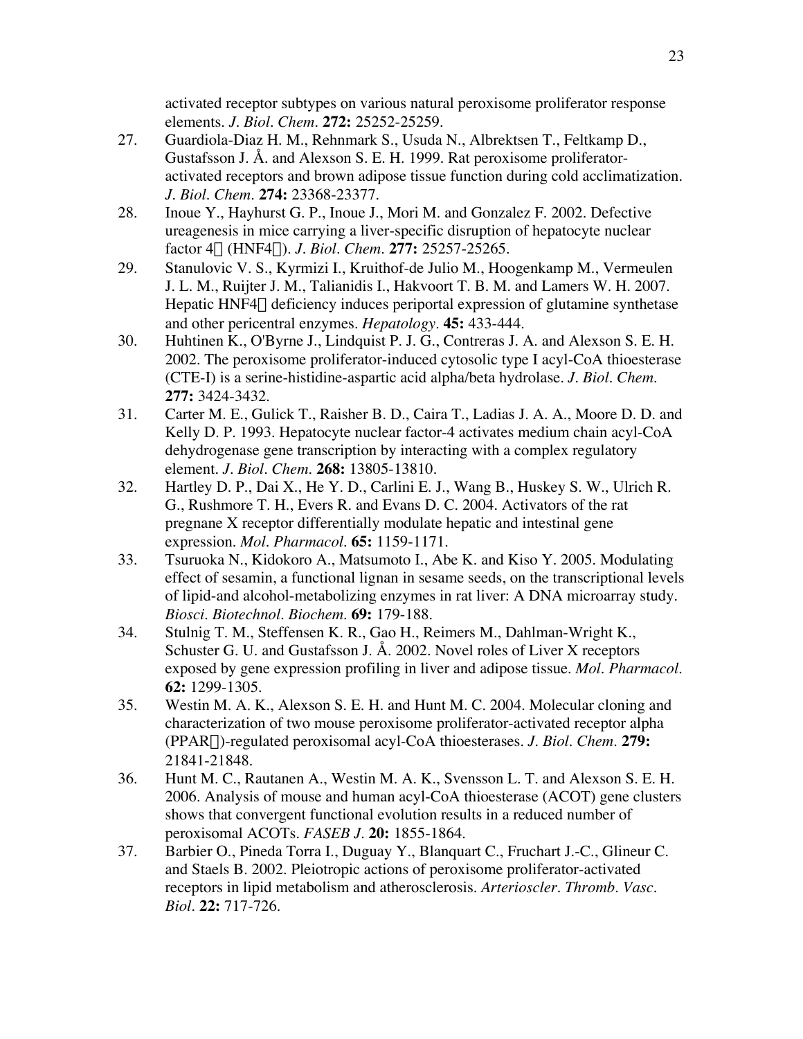activated receptor subtypes on various natural peroxisome proliferator response elements. *J. Biol. Chem.* **272:** 25252-25259.

27. Guardiola-Diaz H. M., Rehnmark S., Usuda N., Albrektsen T., Feltkamp D., Gustafsson J. Å. and Alexson S. E. H. 1999. Rat peroxisome proliferator-activated receptors and brown adipose tissue function during cold acclimatization. *J. Biol. Chem.* **274:** 23368-23377.
28. Inoue Y., Hayhurst G. P., Inoue J., Mori M. and Gonzalez F. 2002. Defective ureagenesis in mice carrying a liver-specific disruption of hepatocyte nuclear factor 4 (HNF4). *J. Biol. Chem.* **277:** 25257-25265.
29. Stanulovic V. S., Kyrmizi I., Kruithof-de Julio M., Hoogenkamp M., Vermeulen J. L. M., Ruijter J. M., Talianidis I., Hakvoort T. B. M. and Lamers W. H. 2007. Hepatic HNF4 deficiency induces periportal expression of glutamine synthetase and other pericentral enzymes. *Hepatology.* **45:** 433-444.
30. Huhtinen K., O'Byrne J., Lindquist P. J. G., Contreras J. A. and Alexson S. E. H. 2002. The peroxisome proliferator-induced cytosolic type I acyl-CoA thioesterase (CTE-I) is a serine-histidine-aspartic acid alpha/beta hydrolase. *J. Biol. Chem.* **277:** 3424-3432.
31. Carter M. E., Gulick T., Raisher B. D., Caira T., Ladias J. A. A., Moore D. D. and Kelly D. P. 1993. Hepatocyte nuclear factor-4 activates medium chain acyl-CoA dehydrogenase gene transcription by interacting with a complex regulatory element. *J. Biol. Chem.* **268:** 13805-13810.
32. Hartley D. P., Dai X., He Y. D., Carlini E. J., Wang B., Huskey S. W., Ulrich R. G., Rushmore T. H., Evers R. and Evans D. C. 2004. Activators of the rat pregnane X receptor differentially modulate hepatic and intestinal gene expression. *Mol. Pharmacol.* **65:** 1159-1171.
33. Tsuruoka N., Kidokoro A., Matsumoto I., Abe K. and Kiso Y. 2005. Modulating effect of sesamin, a functional lignan in sesame seeds, on the transcriptional levels of lipid-and alcohol-metabolizing enzymes in rat liver: A DNA microarray study. *Biosci. Biotechnol. Biochem.* **69:** 179-188.
34. Stulnig T. M., Steffensen K. R., Gao H., Reimers M., Dahlman-Wright K., Schuster G. U. and Gustafsson J. Å. 2002. Novel roles of Liver X receptors exposed by gene expression profiling in liver and adipose tissue. *Mol. Pharmacol.* **62:** 1299-1305.
35. Westin M. A. K., Alexson S. E. H. and Hunt M. C. 2004. Molecular cloning and characterization of two mouse peroxisome proliferator-activated receptor alpha (PPAR)-regulated peroxisomal acyl-CoA thioesterases. *J. Biol. Chem.* **279:** 21841-21848.
36. Hunt M. C., Rautanen A., Westin M. A. K., Svensson L. T. and Alexson S. E. H. 2006. Analysis of mouse and human acyl-CoA thioesterase (ACOT) gene clusters shows that convergent functional evolution results in a reduced number of peroxisomal ACOTs. *FASEB J.* **20:** 1855-1864.
37. Barbier O., Pineda Torra I., Duguay Y., Blanquart C., Fruchart J.-C., Glineur C. and Staels B. 2002. Pleiotropic actions of peroxisome proliferator-activated receptors in lipid metabolism and atherosclerosis. *Arterioscler. Thromb. Vasc. Biol.* **22:** 717-726.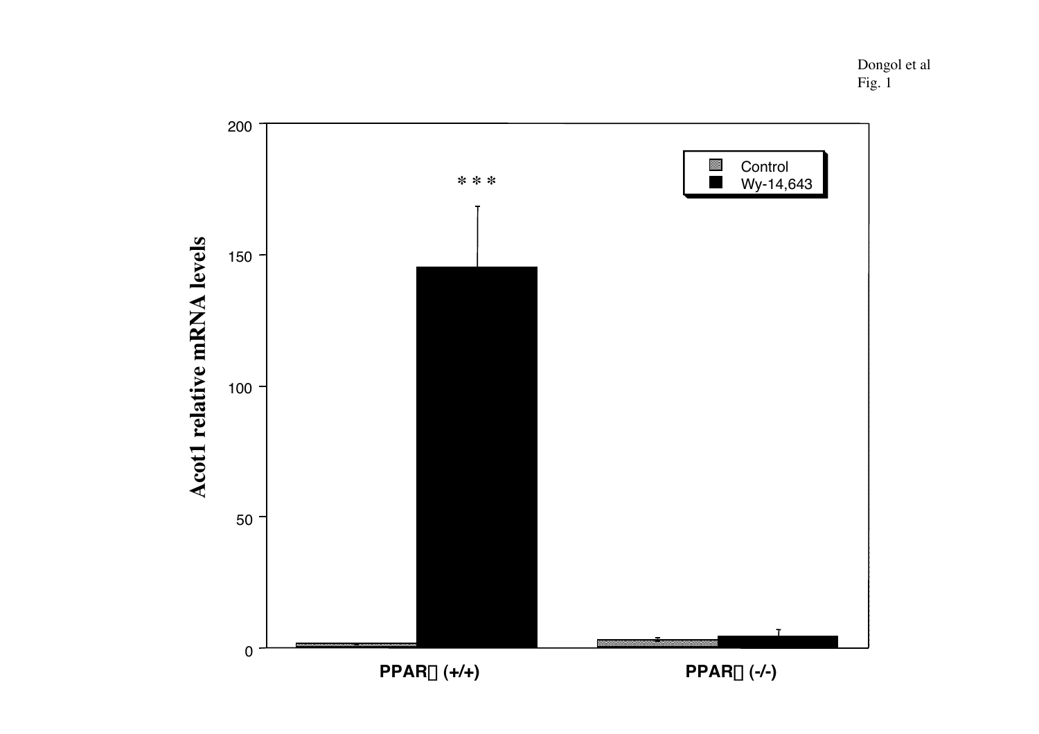Dongol et al
Fig. 1

Acot1 relative mRNA levels

200

150

100

50

0

Control
Wy-14,643

* * *

PPAR (+/+)

PPAR (-/-)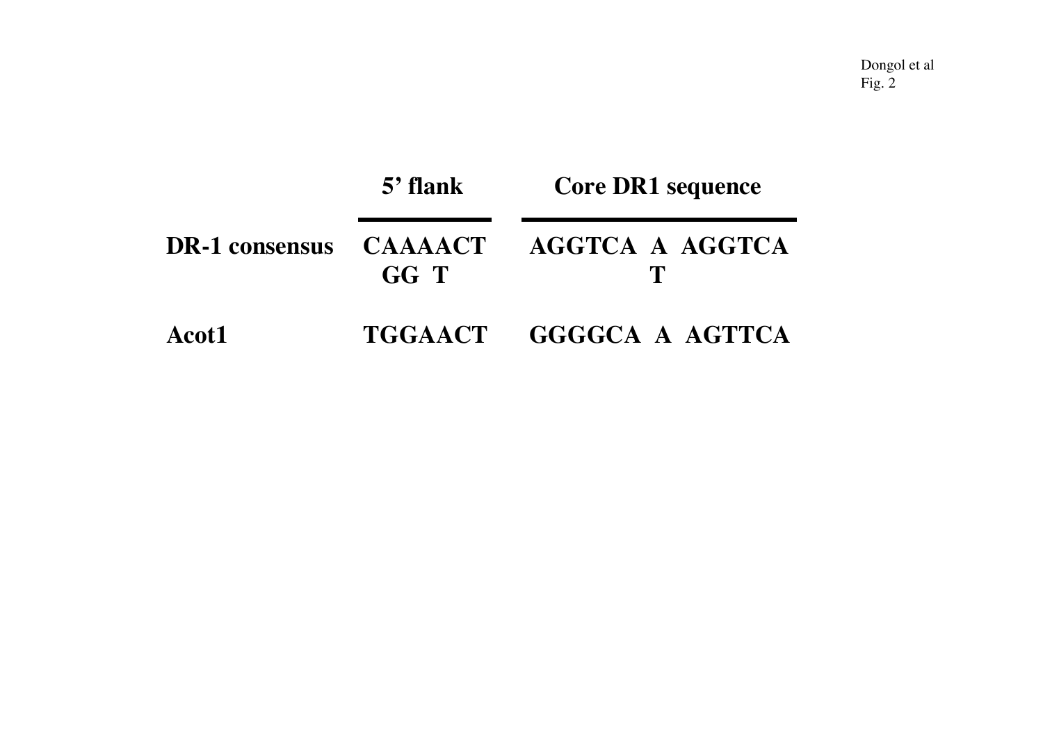| | 5’ flank | Core DR1 sequence |
|---|---|---|
| DR-1 consensus | CAAAACT<br>GG T | AGGTCA A AGGTCA<br>T |
| Acot1 | TGGAACT | GGGGCA A AGTTCA |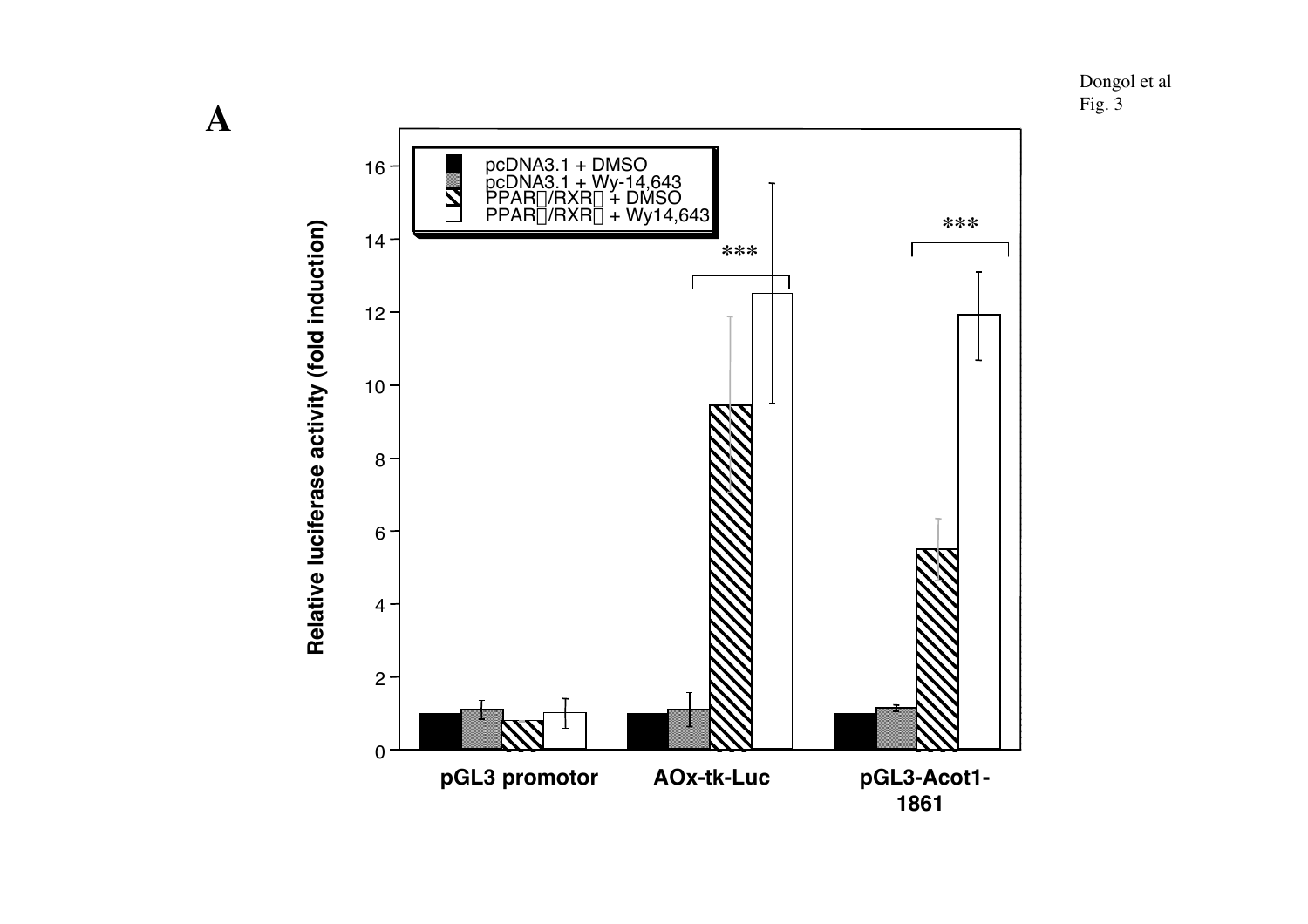**A**

| | pGL3 promotor | AOx-tk-Luc | pGL3-Acot1-1861 |
|---|---|---|---|
| pcDNA3.1 + DMSO | | | |
| pcDNA3.1 + Wy-14,643 | | | |
| PPAR□/RXR□ + DMSO | | | |
| PPAR□/RXR□ + Wy14,643 | | *** | *** |

Relative luciferase activity (fold induction)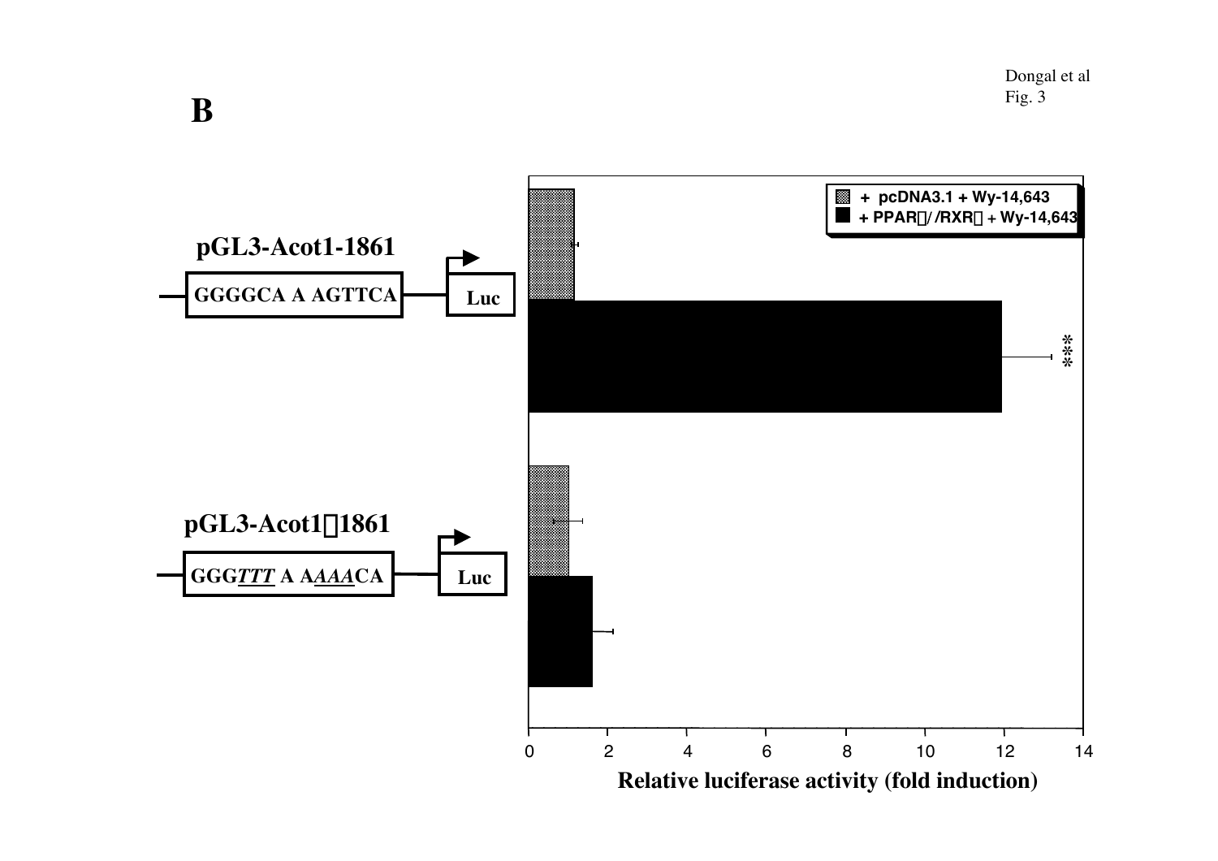**B**

pGL3-Acot1-1861

GGGGCA A AGTTCA — Luc

pGL3-Acot1∆1861

GGG*TTT* A A*AAA*CA — Luc

+ pcDNA3.1 + Wy-14,643

+ PPARα/RXRα + Wy-14,643

***

0 2 4 6 8 10 12 14

Relative luciferase activity (fold induction)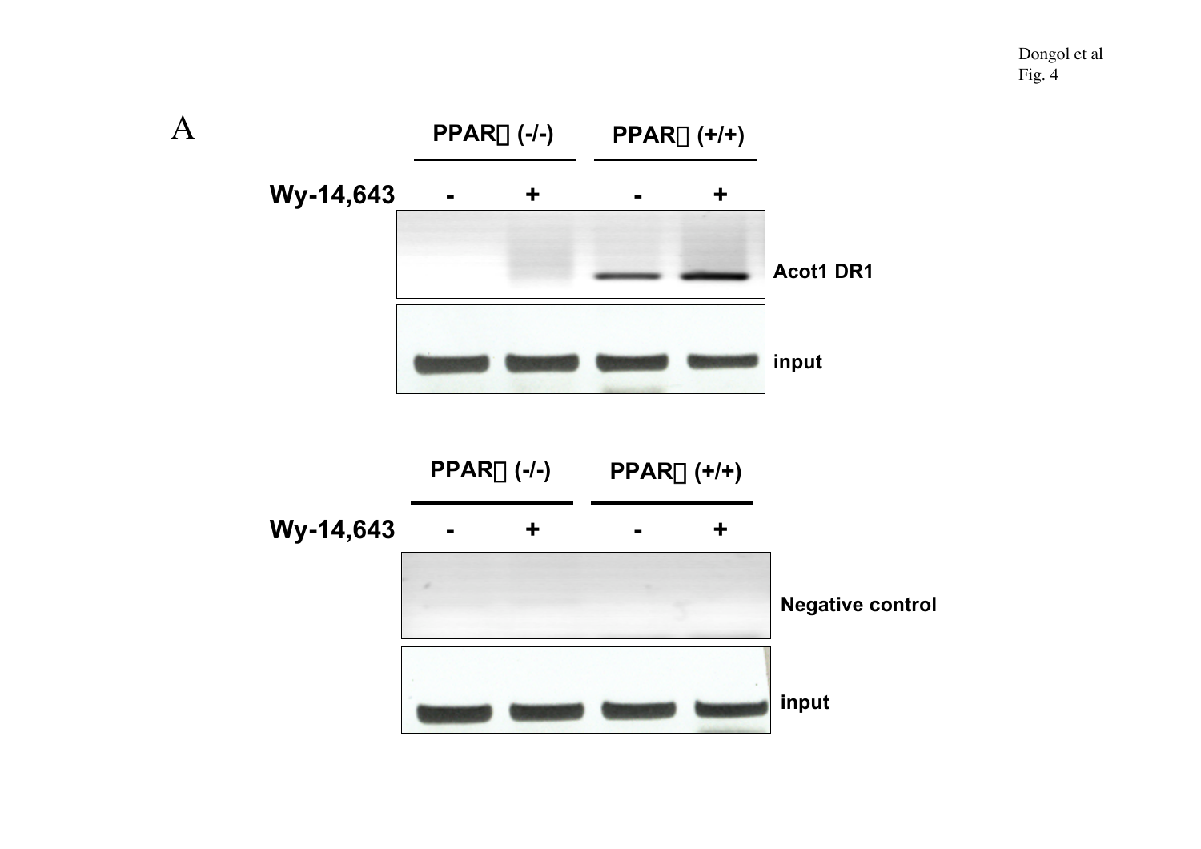Fig. 4

A

PPARα (-/-) | PPARα (+/+)

Wy-14,643: - + - +

Acot1 DR1

input

PPARα (-/-) | PPARα (+/+)

Wy-14,643: - + - +

Negative control

input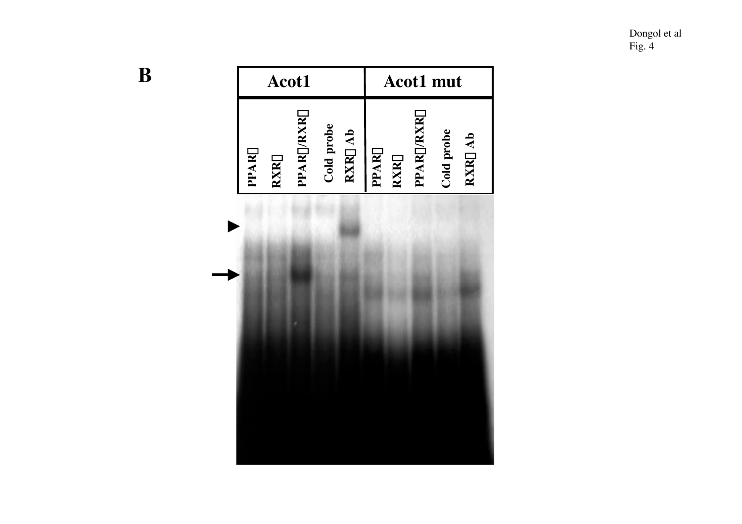Dongol et al
Fig. 4

**B**

| Acot1 | | | | | Acot1 mut | | | | |
|---|---|---|---|---|---|---|---|---|---|
| PPAR | RXR | PPAR/RXR | Cold probe | RXR Ab | PPAR | RXR | PPAR/RXR | Cold probe | RXR Ab |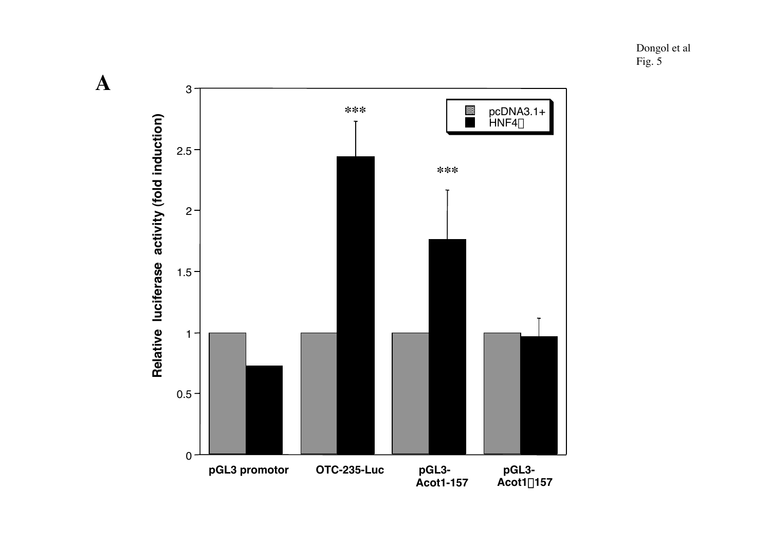Dongol et al
Fig. 5

**A**

| | pcDNA3.1+ | HNF4α |
|---|---|---|
| pGL3 promotor | 1 | ~0.73 |
| OTC-235-Luc | 1 | ~2.45 *** |
| pGL3-Acot1-157 | 1 | ~1.77 *** |
| pGL3-Acot1Δ157 | 1 | ~0.97 |

Relative luciferase activity (fold induction)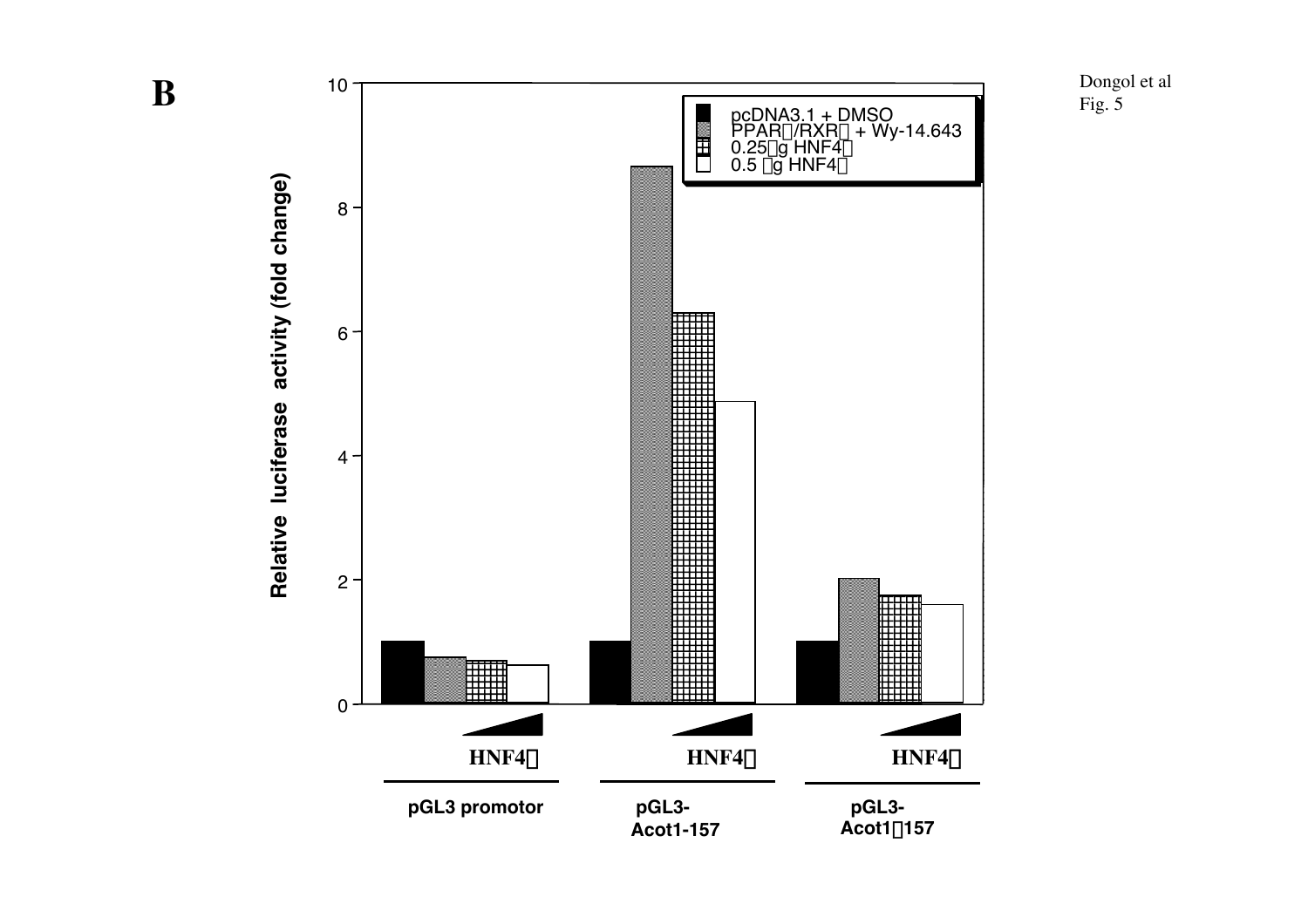**B**

Dongol et al
Fig. 5

Relative luciferase activity (fold change)

10
8
6
4
2
0

pcDNA3.1 + DMSO
PPAR/RXR + Wy-14.643
0.25 g HNF4
0.5 g HNF4

HNF4 HNF4 HNF4

pGL3 promotor | pGL3-Acot1-157 | pGL3-Acot1157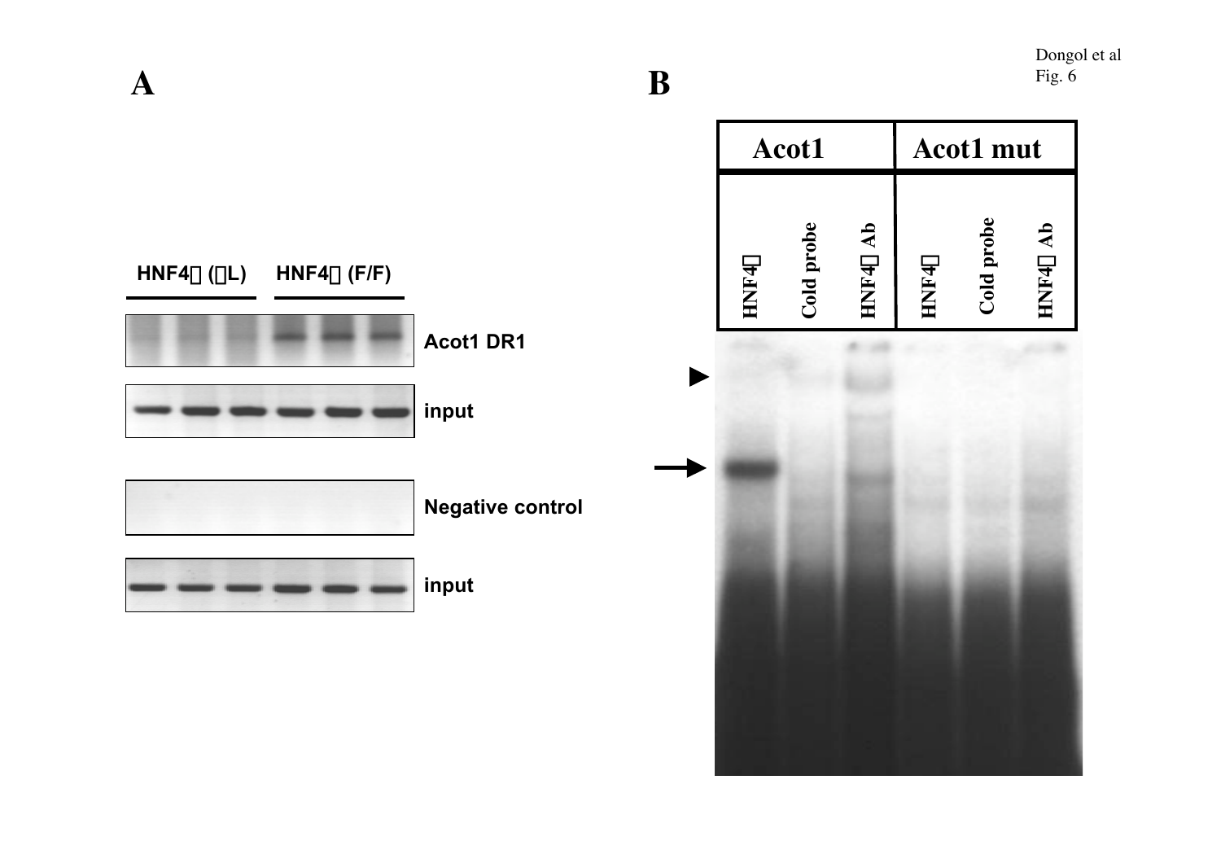Dongol et al
Fig. 6

**A**

| HNF4α (ΔL) | HNF4α (F/F) |
|---|---|

Acot1 DR1

input

Negative control

input

**B**

| Acot1 | | | Acot1 mut | | |
|---|---|---|---|---|---|
| HNF4α | Cold probe | HNF4α Ab | HNF4α | Cold probe | HNF4α Ab |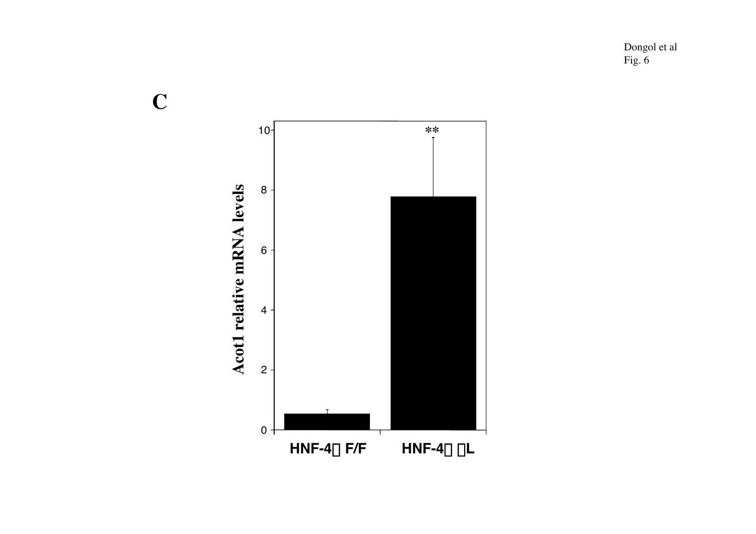C

Acot1 relative mRNA levels

10

8

6

4

2

0

**

HNF-4 F/F

HNF-4 L